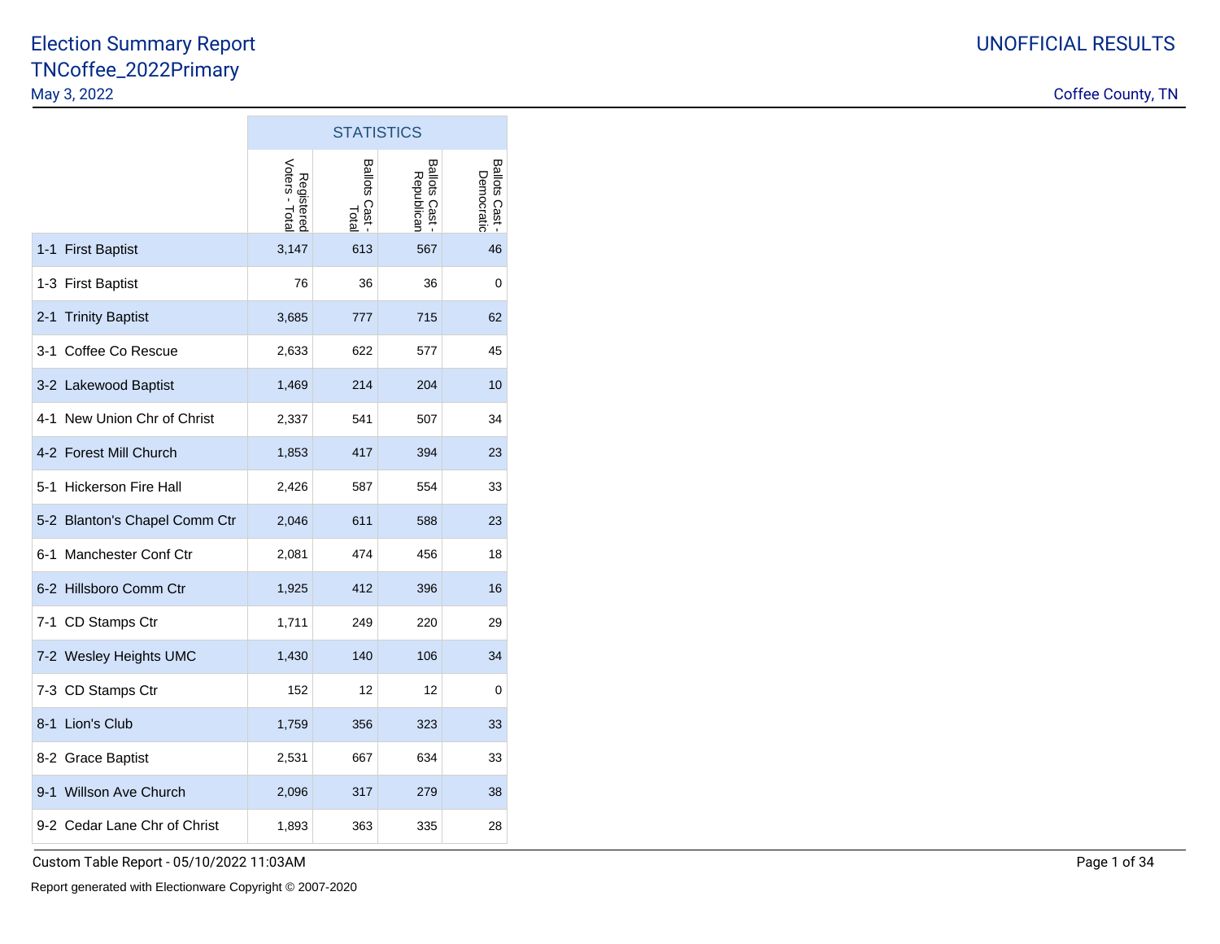# Election Summary Report
## TNCoffee_2022Primary

May 3, 2022

**UNOFFICIAL RESULTS**

Coffee County, TN

| | STATISTICS | | | |
|---|---|---|---|---|
| | Registered Voters - Total | Ballots Cast - Total | Ballots Cast - Republican | Ballots Cast - Democratic |
| 1-1 First Baptist | 3,147 | 613 | 567 | 46 |
| 1-3 First Baptist | 76 | 36 | 36 | 0 |
| 2-1 Trinity Baptist | 3,685 | 777 | 715 | 62 |
| 3-1 Coffee Co Rescue | 2,633 | 622 | 577 | 45 |
| 3-2 Lakewood Baptist | 1,469 | 214 | 204 | 10 |
| 4-1 New Union Chr of Christ | 2,337 | 541 | 507 | 34 |
| 4-2 Forest Mill Church | 1,853 | 417 | 394 | 23 |
| 5-1 Hickerson Fire Hall | 2,426 | 587 | 554 | 33 |
| 5-2 Blanton's Chapel Comm Ctr | 2,046 | 611 | 588 | 23 |
| 6-1 Manchester Conf Ctr | 2,081 | 474 | 456 | 18 |
| 6-2 Hillsboro Comm Ctr | 1,925 | 412 | 396 | 16 |
| 7-1 CD Stamps Ctr | 1,711 | 249 | 220 | 29 |
| 7-2 Wesley Heights UMC | 1,430 | 140 | 106 | 34 |
| 7-3 CD Stamps Ctr | 152 | 12 | 12 | 0 |
| 8-1 Lion's Club | 1,759 | 356 | 323 | 33 |
| 8-2 Grace Baptist | 2,531 | 667 | 634 | 33 |
| 9-1 Willson Ave Church | 2,096 | 317 | 279 | 38 |
| 9-2 Cedar Lane Chr of Christ | 1,893 | 363 | 335 | 28 |

Custom Table Report - 05/10/2022 11:03AM

Report generated with Electionware Copyright © 2007-2020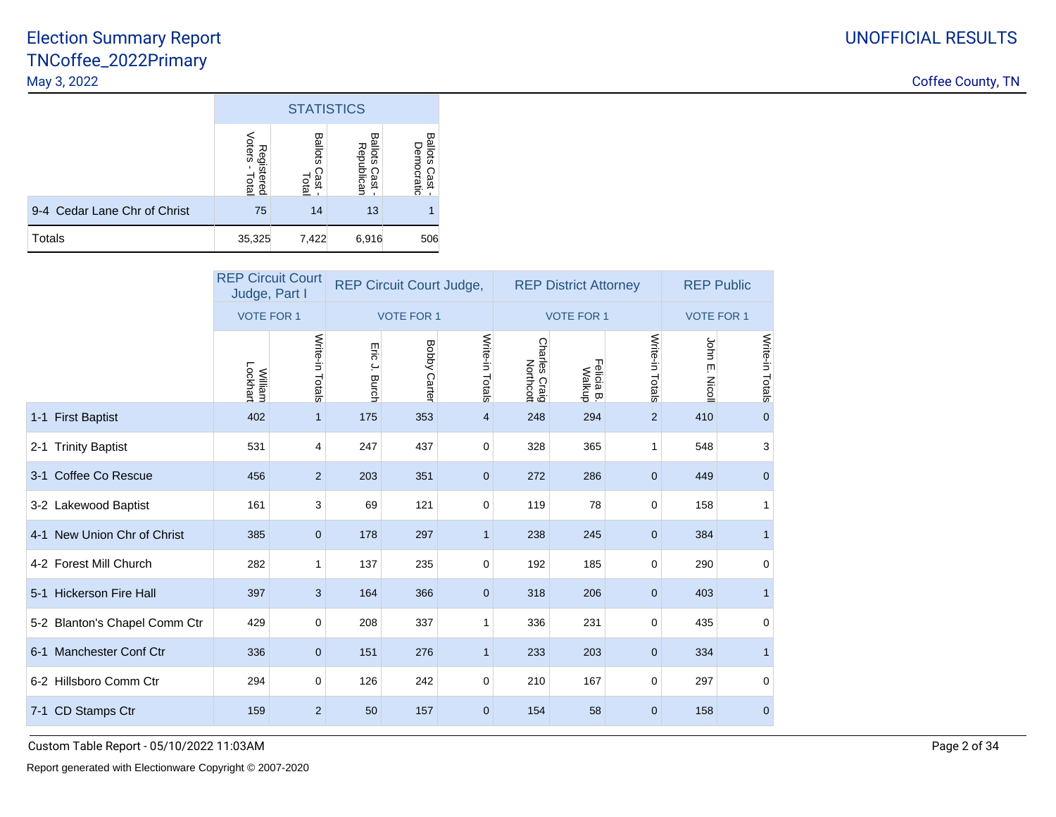# Election Summary Report
## TNCoffee_2022Primary

May 3, 2022

UNOFFICIAL RESULTS

Coffee County, TN

| | STATISTICS | | | |
|---|---|---|---|---|
| | Registered Voters - Total | Ballots Cast - Total | Ballots Cast - Republican | Ballots Cast - Democratic |
| 9-4 Cedar Lane Chr of Christ | 75 | 14 | 13 | 1 |
| Totals | 35,325 | 7,422 | 6,916 | 506 |

| | REP Circuit Court Judge, Part I | | REP Circuit Court Judge, | | | REP District Attorney | | | REP Public | |
|---|---|---|---|---|---|---|---|---|---|---|
| | VOTE FOR 1 | | VOTE FOR 1 | | | VOTE FOR 1 | | | VOTE FOR 1 | |
| | William Lockhart | Write-in Totals | Eric J. Burch | Bobby Carter | Write-in Totals | Charles Craig Northcott | Felicia B. Walkup | Write-in Totals | John E. Nicoll | Write-in Totals |
| 1-1 First Baptist | 402 | 1 | 175 | 353 | 4 | 248 | 294 | 2 | 410 | 0 |
| 2-1 Trinity Baptist | 531 | 4 | 247 | 437 | 0 | 328 | 365 | 1 | 548 | 3 |
| 3-1 Coffee Co Rescue | 456 | 2 | 203 | 351 | 0 | 272 | 286 | 0 | 449 | 0 |
| 3-2 Lakewood Baptist | 161 | 3 | 69 | 121 | 0 | 119 | 78 | 0 | 158 | 1 |
| 4-1 New Union Chr of Christ | 385 | 0 | 178 | 297 | 1 | 238 | 245 | 0 | 384 | 1 |
| 4-2 Forest Mill Church | 282 | 1 | 137 | 235 | 0 | 192 | 185 | 0 | 290 | 0 |
| 5-1 Hickerson Fire Hall | 397 | 3 | 164 | 366 | 0 | 318 | 206 | 0 | 403 | 1 |
| 5-2 Blanton's Chapel Comm Ctr | 429 | 0 | 208 | 337 | 1 | 336 | 231 | 0 | 435 | 0 |
| 6-1 Manchester Conf Ctr | 336 | 0 | 151 | 276 | 1 | 233 | 203 | 0 | 334 | 1 |
| 6-2 Hillsboro Comm Ctr | 294 | 0 | 126 | 242 | 0 | 210 | 167 | 0 | 297 | 0 |
| 7-1 CD Stamps Ctr | 159 | 2 | 50 | 157 | 0 | 154 | 58 | 0 | 158 | 0 |

Custom Table Report - 05/10/2022 11:03AM

Report generated with Electionware Copyright © 2007-2020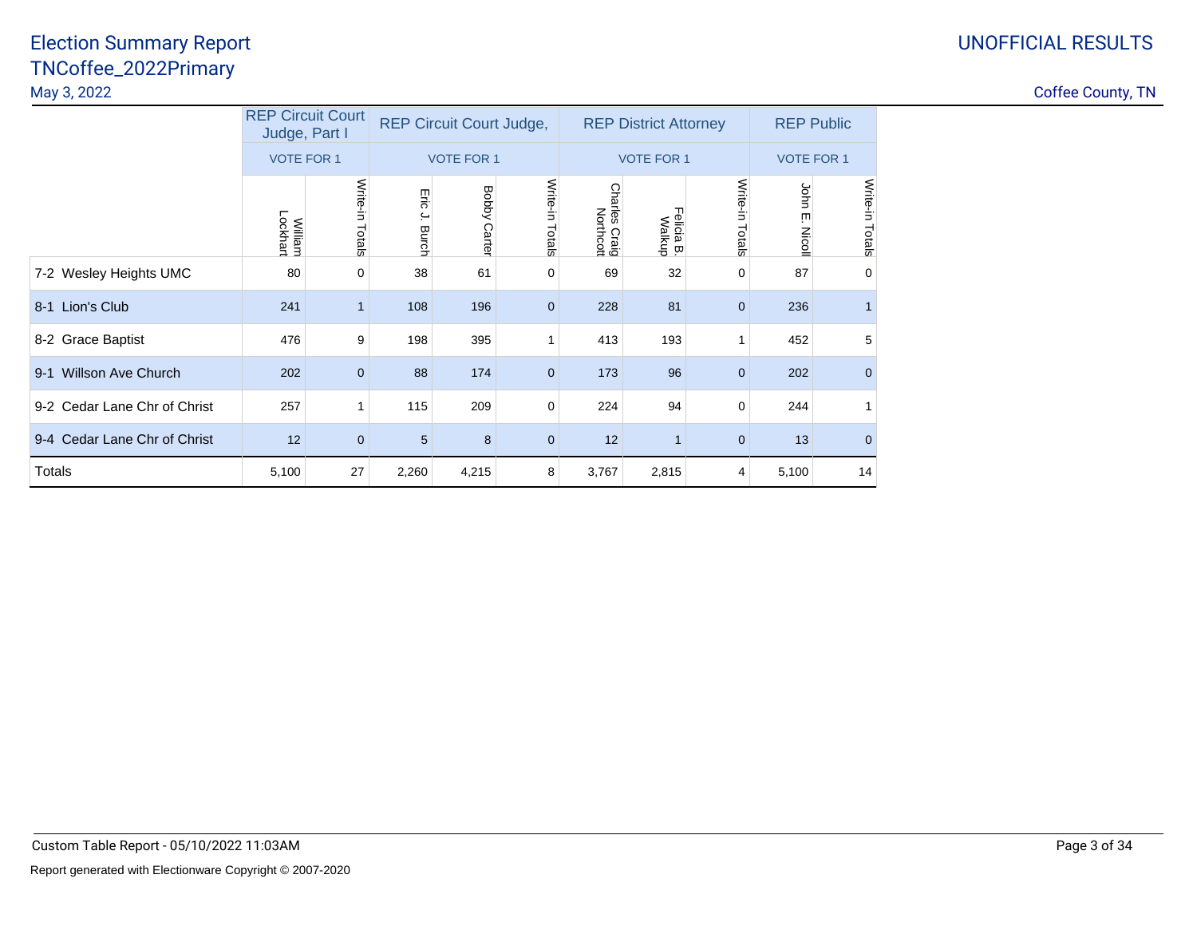# Election Summary Report
## TNCoffee_2022Primary

May 3, 2022

UNOFFICIAL RESULTS

Coffee County, TN

| | REP Circuit Court Judge, Part I | | REP Circuit Court Judge, | | | REP District Attorney | | | REP Public | |
|---|---|---|---|---|---|---|---|---|---|---|
| | VOTE FOR 1 | | VOTE FOR 1 | | | VOTE FOR 1 | | | VOTE FOR 1 | |
| | William Lockhart | Write-in Totals | Eric J. Burch | Bobby Carter | Write-in Totals | Charles Craig Northcott | Felicia B. Walkup | Write-in Totals | John E. Nicoll | Write-in Totals |
| 7-2 Wesley Heights UMC | 80 | 0 | 38 | 61 | 0 | 69 | 32 | 0 | 87 | 0 |
| 8-1 Lion's Club | 241 | 1 | 108 | 196 | 0 | 228 | 81 | 0 | 236 | 1 |
| 8-2 Grace Baptist | 476 | 9 | 198 | 395 | 1 | 413 | 193 | 1 | 452 | 5 |
| 9-1 Willson Ave Church | 202 | 0 | 88 | 174 | 0 | 173 | 96 | 0 | 202 | 0 |
| 9-2 Cedar Lane Chr of Christ | 257 | 1 | 115 | 209 | 0 | 224 | 94 | 0 | 244 | 1 |
| 9-4 Cedar Lane Chr of Christ | 12 | 0 | 5 | 8 | 0 | 12 | 1 | 0 | 13 | 0 |
| Totals | 5,100 | 27 | 2,260 | 4,215 | 8 | 3,767 | 2,815 | 4 | 5,100 | 14 |

Custom Table Report - 05/10/2022 11:03AM

Report generated with Electionware Copyright © 2007-2020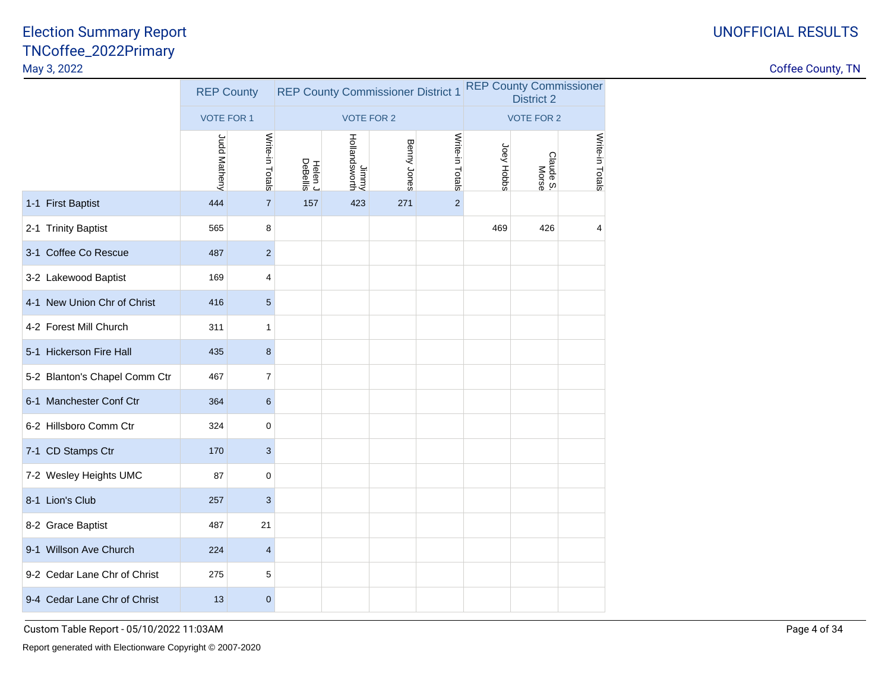# Election Summary Report
## TNCoffee_2022Primary

May 3, 2022

UNOFFICIAL RESULTS

Coffee County, TN

| | REP County | | REP County Commissioner District 1 | | | | REP County Commissioner District 2 | | |
|---|---|---|---|---|---|---|---|---|---|
| | VOTE FOR 1 | | VOTE FOR 2 | | | | VOTE FOR 2 | | |
| | Judd Matheny | Write-in Totals | Helen J DeBellis | Jimmy Hollandsworth | Benny Jones | Write-in Totals | Joey Hobbs | Claude S. Morse | Write-in Totals |
| 1-1 First Baptist | 444 | 7 | 157 | 423 | 271 | 2 | | | |
| 2-1 Trinity Baptist | 565 | 8 | | | | | 469 | 426 | 4 |
| 3-1 Coffee Co Rescue | 487 | 2 | | | | | | | |
| 3-2 Lakewood Baptist | 169 | 4 | | | | | | | |
| 4-1 New Union Chr of Christ | 416 | 5 | | | | | | | |
| 4-2 Forest Mill Church | 311 | 1 | | | | | | | |
| 5-1 Hickerson Fire Hall | 435 | 8 | | | | | | | |
| 5-2 Blanton's Chapel Comm Ctr | 467 | 7 | | | | | | | |
| 6-1 Manchester Conf Ctr | 364 | 6 | | | | | | | |
| 6-2 Hillsboro Comm Ctr | 324 | 0 | | | | | | | |
| 7-1 CD Stamps Ctr | 170 | 3 | | | | | | | |
| 7-2 Wesley Heights UMC | 87 | 0 | | | | | | | |
| 8-1 Lion's Club | 257 | 3 | | | | | | | |
| 8-2 Grace Baptist | 487 | 21 | | | | | | | |
| 9-1 Willson Ave Church | 224 | 4 | | | | | | | |
| 9-2 Cedar Lane Chr of Christ | 275 | 5 | | | | | | | |
| 9-4 Cedar Lane Chr of Christ | 13 | 0 | | | | | | | |

Custom Table Report - 05/10/2022 11:03AM

Report generated with Electionware Copyright © 2007-2020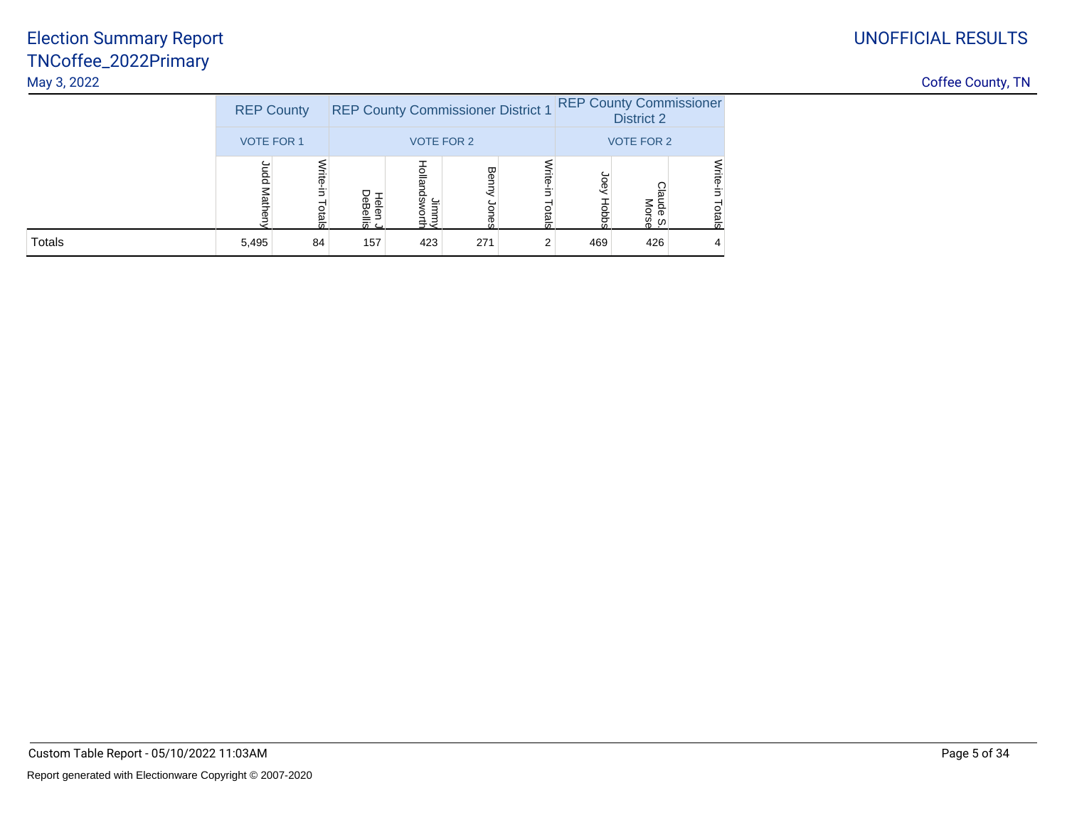# Election Summary Report
## TNCoffee_2022Primary

May 3, 2022

UNOFFICIAL RESULTS

Coffee County, TN

| | REP County | | REP County Commissioner District 1 | | | | REP County Commissioner District 2 | | |
|---|---|---|---|---|---|---|---|---|---|
| | VOTE FOR 1 | | VOTE FOR 2 | | | | VOTE FOR 2 | | |
| | Judd Matheny | Write-in Totals | Helen J DeBellis | Jimmy Hollandsworth | Benny Jones | Write-in Totals | Joey Hobbs | Claude S. Morse | Write-in Totals |
| Totals | 5,495 | 84 | 157 | 423 | 271 | 2 | 469 | 426 | 4 |

Custom Table Report - 05/10/2022 11:03AM

Report generated with Electionware Copyright © 2007-2020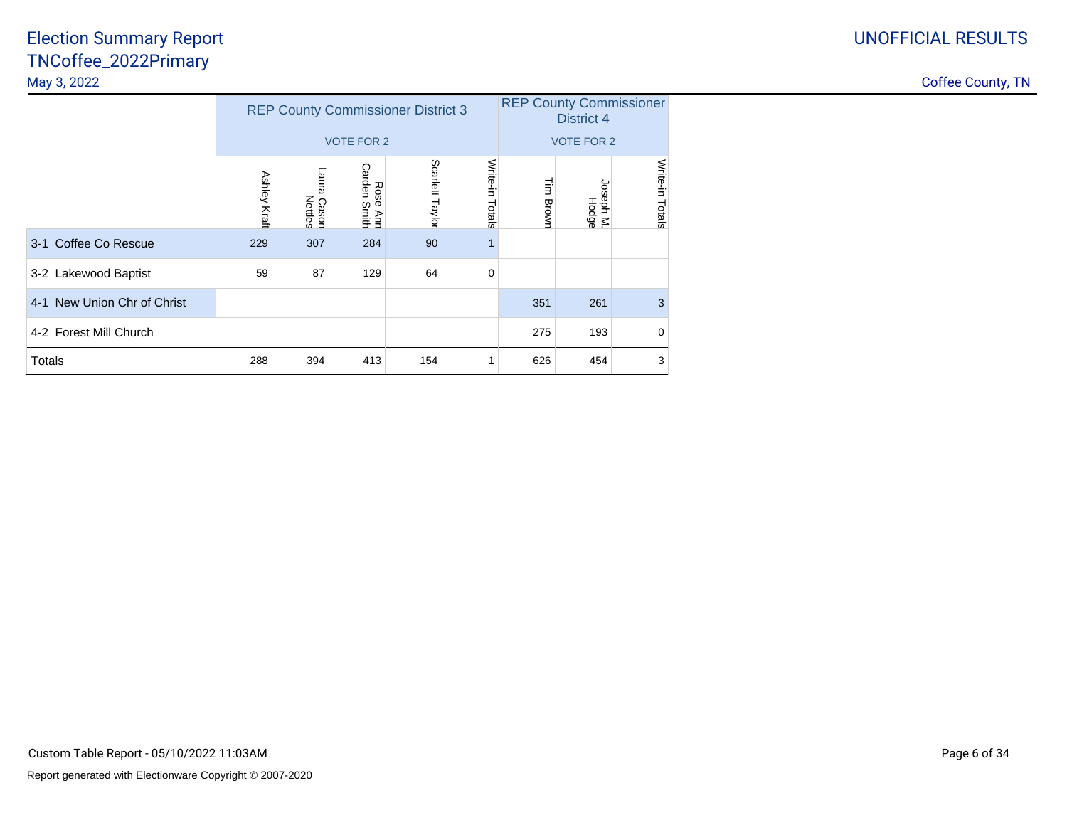# Election Summary Report
## TNCoffee_2022Primary

May 3, 2022

UNOFFICIAL RESULTS

Coffee County, TN

| | REP County Commissioner District 3 | | | | | REP County Commissioner District 4 | | |
|---|---|---|---|---|---|---|---|---|
| | VOTE FOR 2 | | | | | VOTE FOR 2 | | |
| | Ashley Kraft | Laura Cason Nettles | Rose Ann Carden Smith | Scarlett Taylor | Write-in Totals | Tim Brown | Joseph M. Hodge | Write-in Totals |
| 3-1 Coffee Co Rescue | 229 | 307 | 284 | 90 | 1 | | | |
| 3-2 Lakewood Baptist | 59 | 87 | 129 | 64 | 0 | | | |
| 4-1 New Union Chr of Christ | | | | | | 351 | 261 | 3 |
| 4-2 Forest Mill Church | | | | | | 275 | 193 | 0 |
| Totals | 288 | 394 | 413 | 154 | 1 | 626 | 454 | 3 |

Custom Table Report - 05/10/2022 11:03AM

Report generated with Electionware Copyright © 2007-2020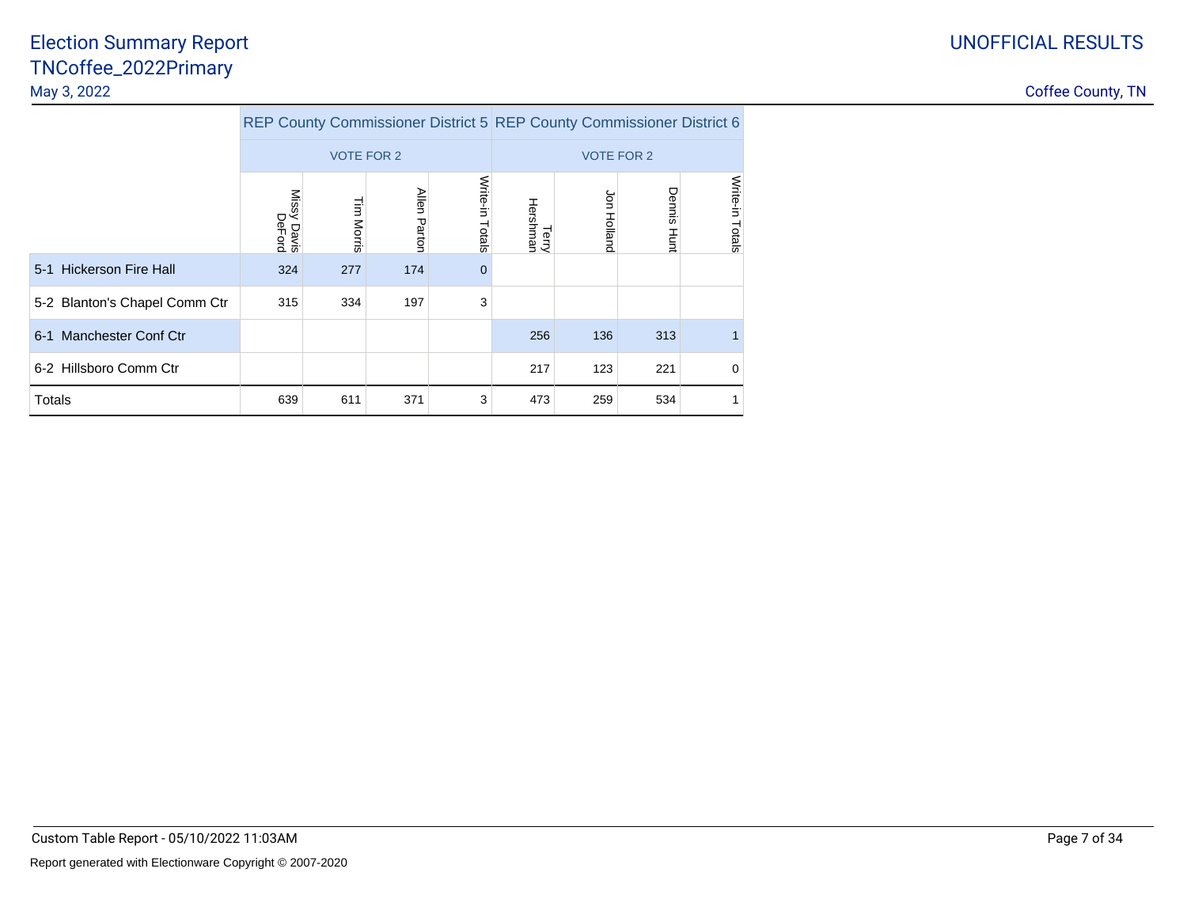# Election Summary Report
## TNCoffee_2022Primary

May 3, 2022

UNOFFICIAL RESULTS

Coffee County, TN

| | REP County Commissioner District 5 | | | | REP County Commissioner District 6 | | | |
|---|---|---|---|---|---|---|---|---|
| | VOTE FOR 2 | | | | VOTE FOR 2 | | | |
| | Missy Davis DeFord | Tim Morris | Allen Parton | Write-in Totals | Terry Hershman | Jon Holland | Dennis Hunt | Write-in Totals |
| 5-1 Hickerson Fire Hall | 324 | 277 | 174 | 0 | | | | |
| 5-2 Blanton's Chapel Comm Ctr | 315 | 334 | 197 | 3 | | | | |
| 6-1 Manchester Conf Ctr | | | | | 256 | 136 | 313 | 1 |
| 6-2 Hillsboro Comm Ctr | | | | | 217 | 123 | 221 | 0 |
| Totals | 639 | 611 | 371 | 3 | 473 | 259 | 534 | 1 |

Custom Table Report - 05/10/2022 11:03AM

Report generated with Electionware Copyright © 2007-2020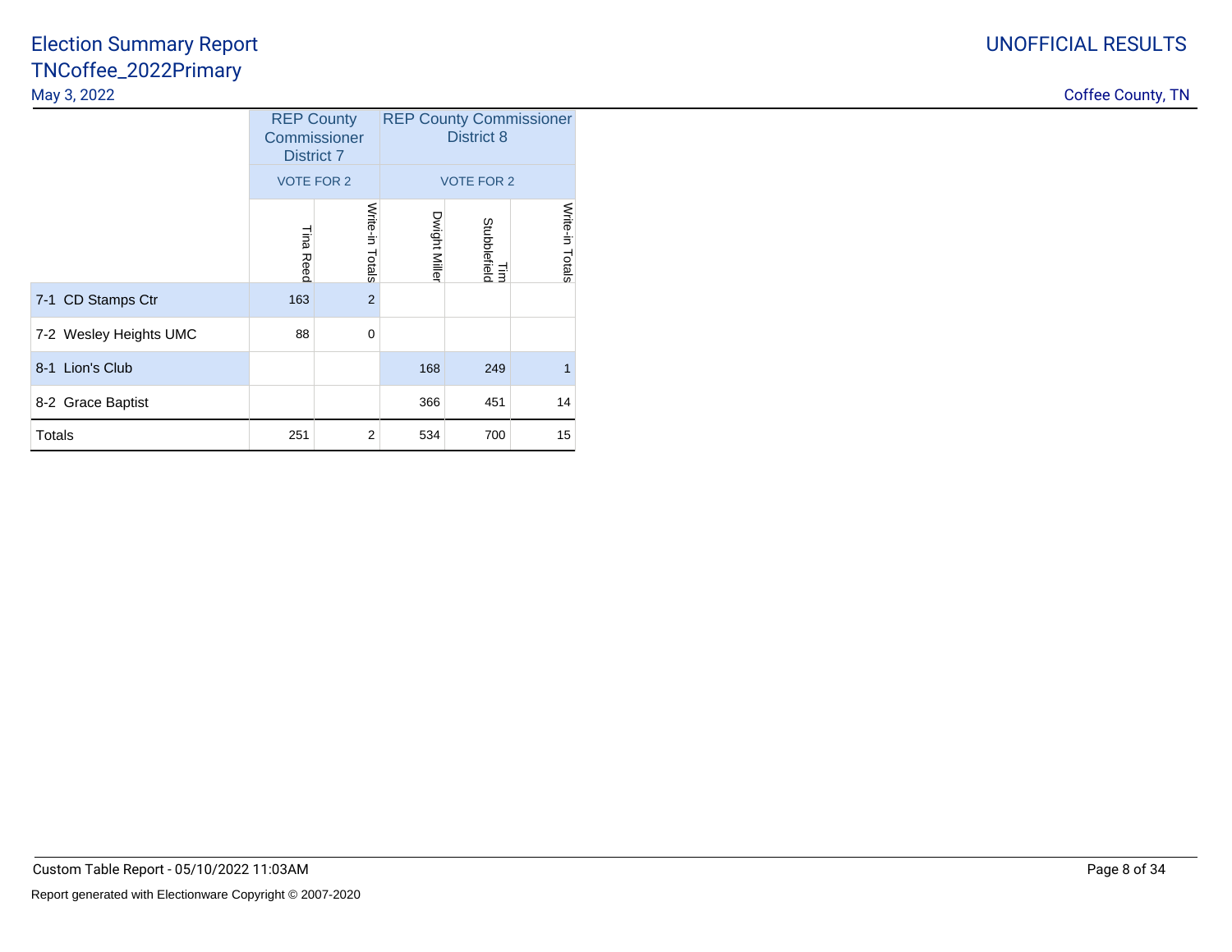# Election Summary Report
## TNCoffee_2022Primary

May 3, 2022

UNOFFICIAL RESULTS

Coffee County, TN

| | REP County Commissioner District 7 | | REP County Commissioner District 8 | | |
|---|---|---|---|---|---|
| | VOTE FOR 2 | | VOTE FOR 2 | | |
| | Tina Reed | Write-in Totals | Dwight Miller | Tim Stubblefield | Write-in Totals |
| 7-1 CD Stamps Ctr | 163 | 2 | | | |
| 7-2 Wesley Heights UMC | 88 | 0 | | | |
| 8-1 Lion's Club | | | 168 | 249 | 1 |
| 8-2 Grace Baptist | | | 366 | 451 | 14 |
| Totals | 251 | 2 | 534 | 700 | 15 |

Custom Table Report - 05/10/2022 11:03AM

Report generated with Electionware Copyright © 2007-2020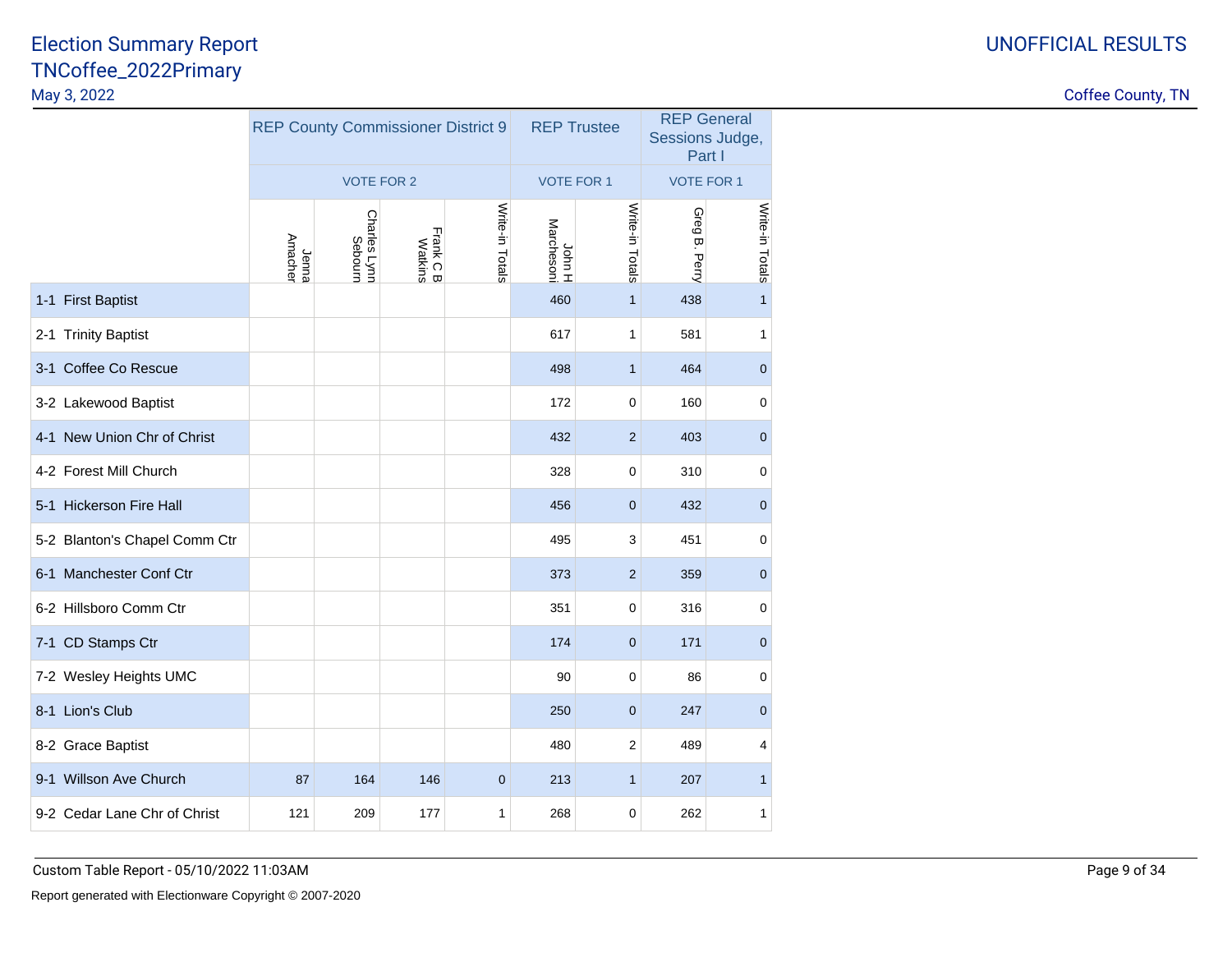# Election Summary Report
## TNCoffee_2022Primary

May 3, 2022

UNOFFICIAL RESULTS

Coffee County, TN

| | REP County Commissioner District 9 | | | | REP Trustee | | REP General Sessions Judge, Part I | |
|---|---|---|---|---|---|---|---|---|
| | VOTE FOR 2 | | | | VOTE FOR 1 | | VOTE FOR 1 | |
| | Jenna Amacher | Charles Lynn Sebourn | Frank C B Watkins | Write-in Totals | John H Marchesoni | Write-in Totals | Greg B. Perry | Write-in Totals |
| 1-1 First Baptist | | | | | 460 | 1 | 438 | 1 |
| 2-1 Trinity Baptist | | | | | 617 | 1 | 581 | 1 |
| 3-1 Coffee Co Rescue | | | | | 498 | 1 | 464 | 0 |
| 3-2 Lakewood Baptist | | | | | 172 | 0 | 160 | 0 |
| 4-1 New Union Chr of Christ | | | | | 432 | 2 | 403 | 0 |
| 4-2 Forest Mill Church | | | | | 328 | 0 | 310 | 0 |
| 5-1 Hickerson Fire Hall | | | | | 456 | 0 | 432 | 0 |
| 5-2 Blanton's Chapel Comm Ctr | | | | | 495 | 3 | 451 | 0 |
| 6-1 Manchester Conf Ctr | | | | | 373 | 2 | 359 | 0 |
| 6-2 Hillsboro Comm Ctr | | | | | 351 | 0 | 316 | 0 |
| 7-1 CD Stamps Ctr | | | | | 174 | 0 | 171 | 0 |
| 7-2 Wesley Heights UMC | | | | | 90 | 0 | 86 | 0 |
| 8-1 Lion's Club | | | | | 250 | 0 | 247 | 0 |
| 8-2 Grace Baptist | | | | | 480 | 2 | 489 | 4 |
| 9-1 Willson Ave Church | 87 | 164 | 146 | 0 | 213 | 1 | 207 | 1 |
| 9-2 Cedar Lane Chr of Christ | 121 | 209 | 177 | 1 | 268 | 0 | 262 | 1 |

Custom Table Report - 05/10/2022 11:03AM

Report generated with Electionware Copyright © 2007-2020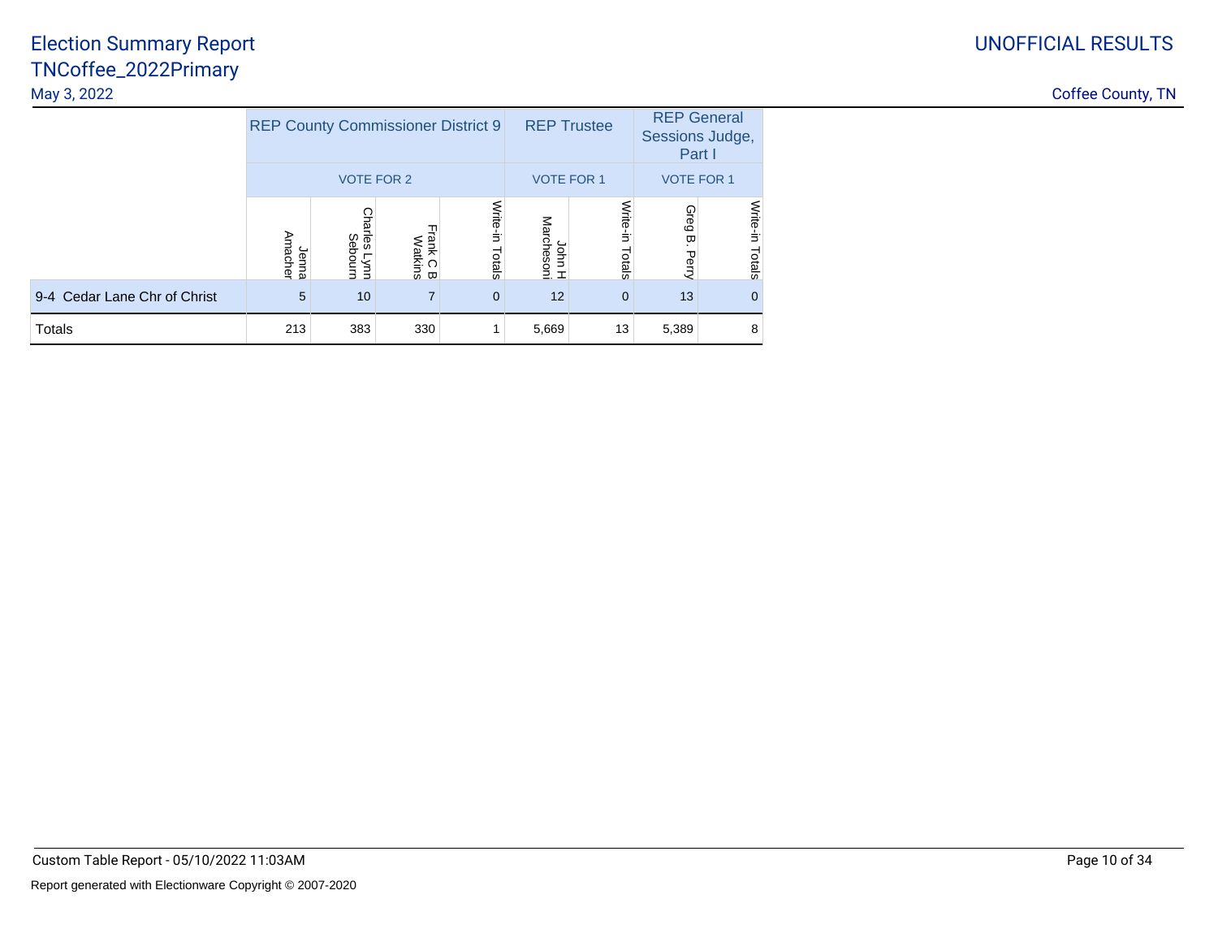# Election Summary Report
## TNCoffee_2022Primary

May 3, 2022

UNOFFICIAL RESULTS

Coffee County, TN

| | REP County Commissioner District 9 | | | | REP Trustee | | REP General Sessions Judge, Part I | |
|---|---|---|---|---|---|---|---|---|
| | VOTE FOR 2 | | | | VOTE FOR 1 | | VOTE FOR 1 | |
| | Jenna Amacher | Charles Lynn Sebourn | Frank C B Watkins | Write-in Totals | John H Marchesoni | Write-in Totals | Greg B. Perry | Write-in Totals |
| 9-4 Cedar Lane Chr of Christ | 5 | 10 | 7 | 0 | 12 | 0 | 13 | 0 |
| Totals | 213 | 383 | 330 | 1 | 5,669 | 13 | 5,389 | 8 |

Custom Table Report - 05/10/2022 11:03AM

Report generated with Electionware Copyright © 2007-2020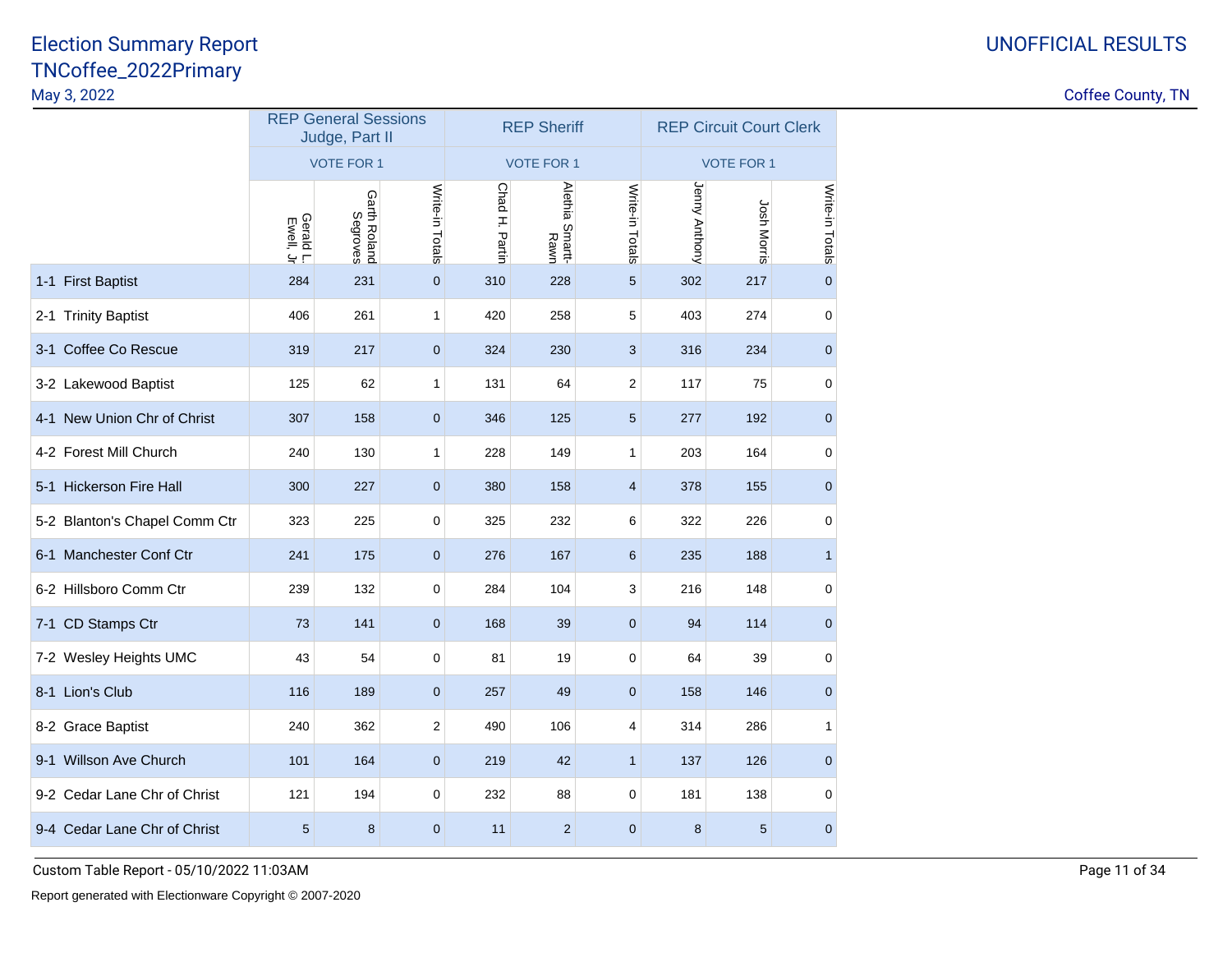# Election Summary Report
## TNCoffee_2022Primary

May 3, 2022

UNOFFICIAL RESULTS

Coffee County, TN

| | REP General Sessions Judge, Part II | | | REP Sheriff | | | REP Circuit Court Clerk | | |
|---|---|---|---|---|---|---|---|---|---|
| | VOTE FOR 1 | | | VOTE FOR 1 | | | VOTE FOR 1 | | |
| | Gerald L. Ewell, Jr | Garth Roland Segroves | Write-in Totals | Chad H. Partin | Alethia Smartt-Rawn | Write-in Totals | Jenny Anthony | Josh Morris | Write-in Totals |
| 1-1 First Baptist | 284 | 231 | 0 | 310 | 228 | 5 | 302 | 217 | 0 |
| 2-1 Trinity Baptist | 406 | 261 | 1 | 420 | 258 | 5 | 403 | 274 | 0 |
| 3-1 Coffee Co Rescue | 319 | 217 | 0 | 324 | 230 | 3 | 316 | 234 | 0 |
| 3-2 Lakewood Baptist | 125 | 62 | 1 | 131 | 64 | 2 | 117 | 75 | 0 |
| 4-1 New Union Chr of Christ | 307 | 158 | 0 | 346 | 125 | 5 | 277 | 192 | 0 |
| 4-2 Forest Mill Church | 240 | 130 | 1 | 228 | 149 | 1 | 203 | 164 | 0 |
| 5-1 Hickerson Fire Hall | 300 | 227 | 0 | 380 | 158 | 4 | 378 | 155 | 0 |
| 5-2 Blanton's Chapel Comm Ctr | 323 | 225 | 0 | 325 | 232 | 6 | 322 | 226 | 0 |
| 6-1 Manchester Conf Ctr | 241 | 175 | 0 | 276 | 167 | 6 | 235 | 188 | 1 |
| 6-2 Hillsboro Comm Ctr | 239 | 132 | 0 | 284 | 104 | 3 | 216 | 148 | 0 |
| 7-1 CD Stamps Ctr | 73 | 141 | 0 | 168 | 39 | 0 | 94 | 114 | 0 |
| 7-2 Wesley Heights UMC | 43 | 54 | 0 | 81 | 19 | 0 | 64 | 39 | 0 |
| 8-1 Lion's Club | 116 | 189 | 0 | 257 | 49 | 0 | 158 | 146 | 0 |
| 8-2 Grace Baptist | 240 | 362 | 2 | 490 | 106 | 4 | 314 | 286 | 1 |
| 9-1 Willson Ave Church | 101 | 164 | 0 | 219 | 42 | 1 | 137 | 126 | 0 |
| 9-2 Cedar Lane Chr of Christ | 121 | 194 | 0 | 232 | 88 | 0 | 181 | 138 | 0 |
| 9-4 Cedar Lane Chr of Christ | 5 | 8 | 0 | 11 | 2 | 0 | 8 | 5 | 0 |

Custom Table Report - 05/10/2022 11:03AM

Report generated with Electionware Copyright © 2007-2020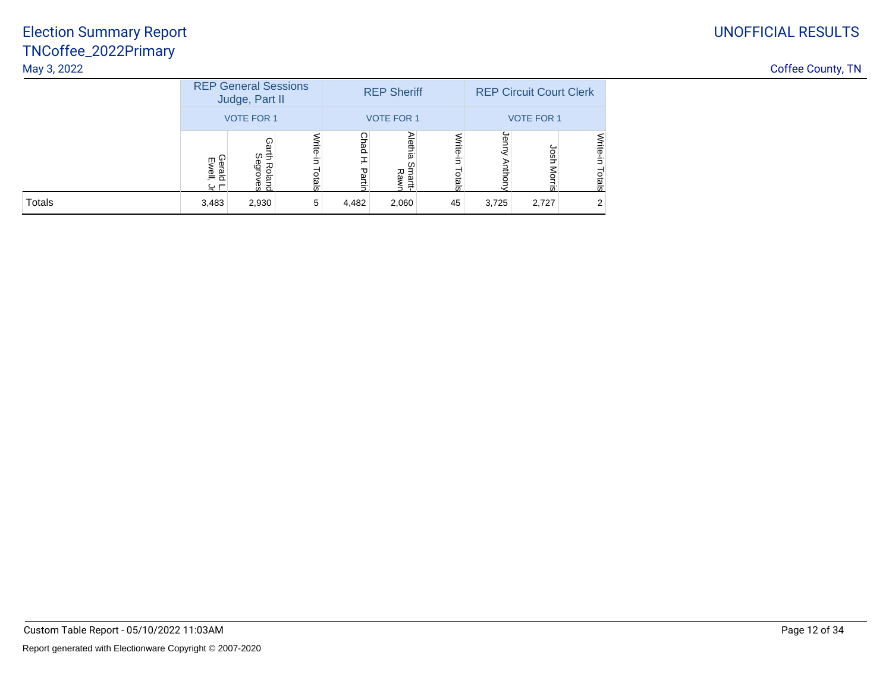# Election Summary Report
## TNCoffee_2022Primary

May 3, 2022

UNOFFICIAL RESULTS

Coffee County, TN

| | REP General Sessions Judge, Part II | | | REP Sheriff | | | REP Circuit Court Clerk | | |
|---|---|---|---|---|---|---|---|---|---|
| | VOTE FOR 1 | | | VOTE FOR 1 | | | VOTE FOR 1 | | |
| | Gerald L. Ewell, Jr | Garth Roland Segroves | Write-in Totals | Chad H. Partin | Alethia Smartt-Rawn | Write-in Totals | Jenny Anthony | Josh Morris | Write-in Totals |
| Totals | 3,483 | 2,930 | 5 | 4,482 | 2,060 | 45 | 3,725 | 2,727 | 2 |

Custom Table Report - 05/10/2022 11:03AM

Report generated with Electionware Copyright © 2007-2020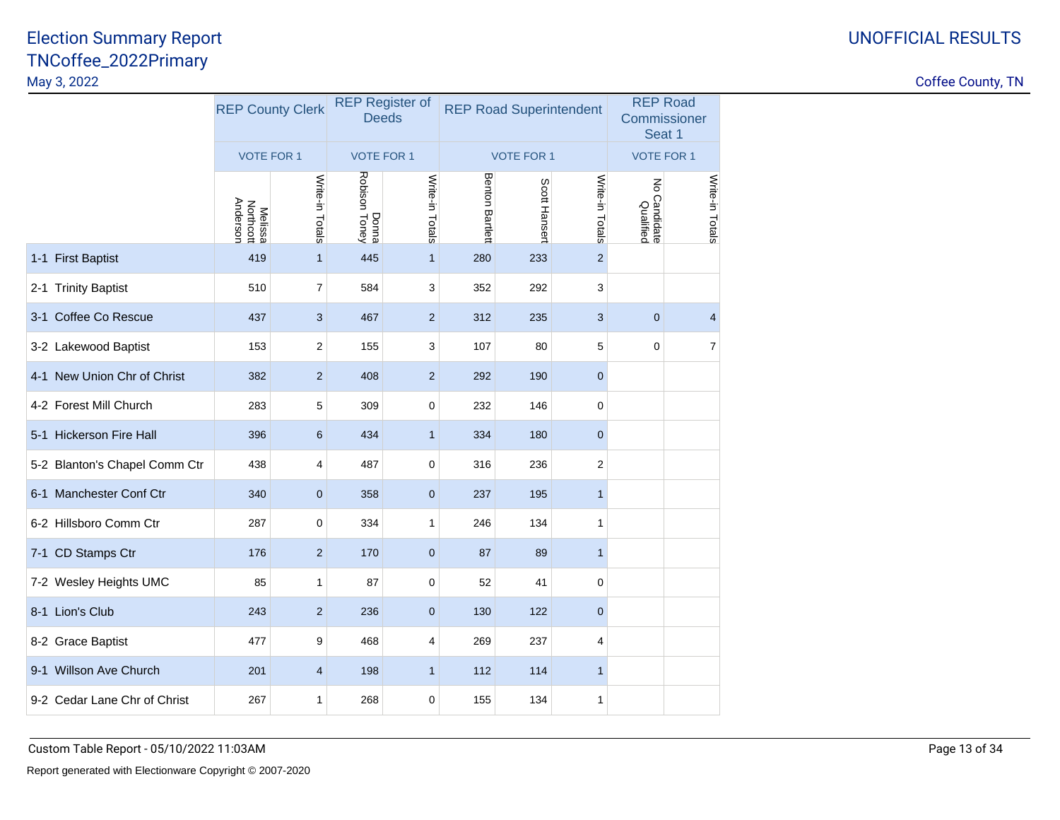# Election Summary Report
## TNCoffee_2022Primary
May 3, 2022

UNOFFICIAL RESULTS

Coffee County, TN

| | REP County Clerk | | REP Register of Deeds | | REP Road Superintendent | | | REP Road Commissioner Seat 1 | |
|---|---|---|---|---|---|---|---|---|---|
| | VOTE FOR 1 | | VOTE FOR 1 | | VOTE FOR 1 | | | VOTE FOR 1 | |
| | Melissa Northcott Anderson | Write-in Totals | Donna Robison Toney | Write-in Totals | Benton Bartlett | Scott Hansert | Write-in Totals | No Candidate Qualified | Write-in Totals |
| 1-1 First Baptist | 419 | 1 | 445 | 1 | 280 | 233 | 2 | | |
| 2-1 Trinity Baptist | 510 | 7 | 584 | 3 | 352 | 292 | 3 | | |
| 3-1 Coffee Co Rescue | 437 | 3 | 467 | 2 | 312 | 235 | 3 | 0 | 4 |
| 3-2 Lakewood Baptist | 153 | 2 | 155 | 3 | 107 | 80 | 5 | 0 | 7 |
| 4-1 New Union Chr of Christ | 382 | 2 | 408 | 2 | 292 | 190 | 0 | | |
| 4-2 Forest Mill Church | 283 | 5 | 309 | 0 | 232 | 146 | 0 | | |
| 5-1 Hickerson Fire Hall | 396 | 6 | 434 | 1 | 334 | 180 | 0 | | |
| 5-2 Blanton's Chapel Comm Ctr | 438 | 4 | 487 | 0 | 316 | 236 | 2 | | |
| 6-1 Manchester Conf Ctr | 340 | 0 | 358 | 0 | 237 | 195 | 1 | | |
| 6-2 Hillsboro Comm Ctr | 287 | 0 | 334 | 1 | 246 | 134 | 1 | | |
| 7-1 CD Stamps Ctr | 176 | 2 | 170 | 0 | 87 | 89 | 1 | | |
| 7-2 Wesley Heights UMC | 85 | 1 | 87 | 0 | 52 | 41 | 0 | | |
| 8-1 Lion's Club | 243 | 2 | 236 | 0 | 130 | 122 | 0 | | |
| 8-2 Grace Baptist | 477 | 9 | 468 | 4 | 269 | 237 | 4 | | |
| 9-1 Willson Ave Church | 201 | 4 | 198 | 1 | 112 | 114 | 1 | | |
| 9-2 Cedar Lane Chr of Christ | 267 | 1 | 268 | 0 | 155 | 134 | 1 | | |

Custom Table Report - 05/10/2022 11:03AM

Report generated with Electionware Copyright © 2007-2020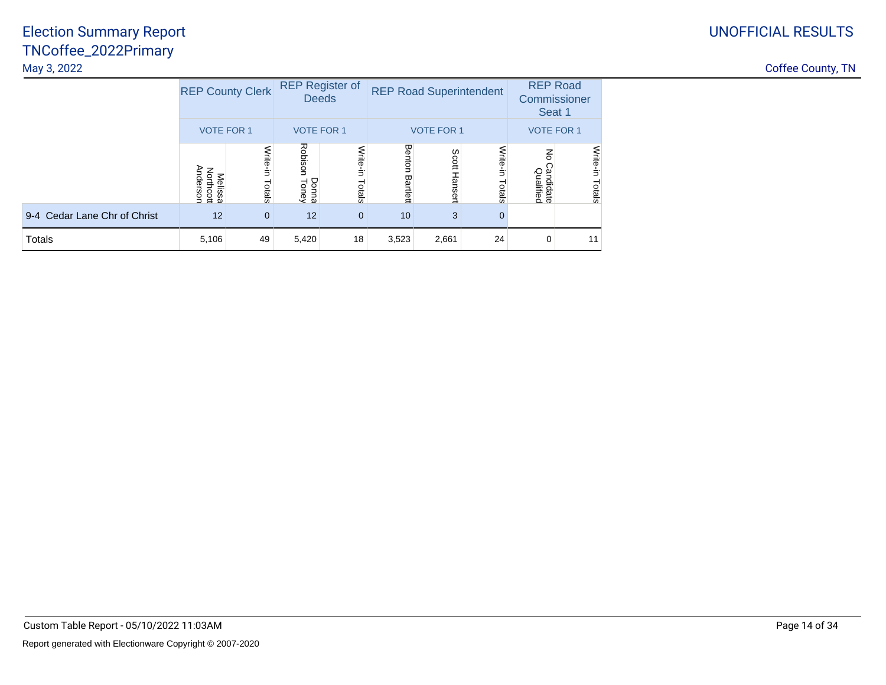# Election Summary Report
## TNCoffee_2022Primary

May 3, 2022

UNOFFICIAL RESULTS

Coffee County, TN

| | REP County Clerk | | REP Register of Deeds | | REP Road Superintendent | | | REP Road Commissioner Seat 1 | |
|---|---|---|---|---|---|---|---|---|---|
| | VOTE FOR 1 | | VOTE FOR 1 | | VOTE FOR 1 | | | VOTE FOR 1 | |
| | Melissa Northcott Anderson | Write-in Totals | Donna Robison Toney | Write-in Totals | Benton Bartlett | Scott Hansert | Write-in Totals | No Candidate Qualified | Write-in Totals |
| 9-4 Cedar Lane Chr of Christ | 12 | 0 | 12 | 0 | 10 | 3 | 0 | | |
| Totals | 5,106 | 49 | 5,420 | 18 | 3,523 | 2,661 | 24 | 0 | 11 |

Custom Table Report - 05/10/2022 11:03AM

Report generated with Electionware Copyright © 2007-2020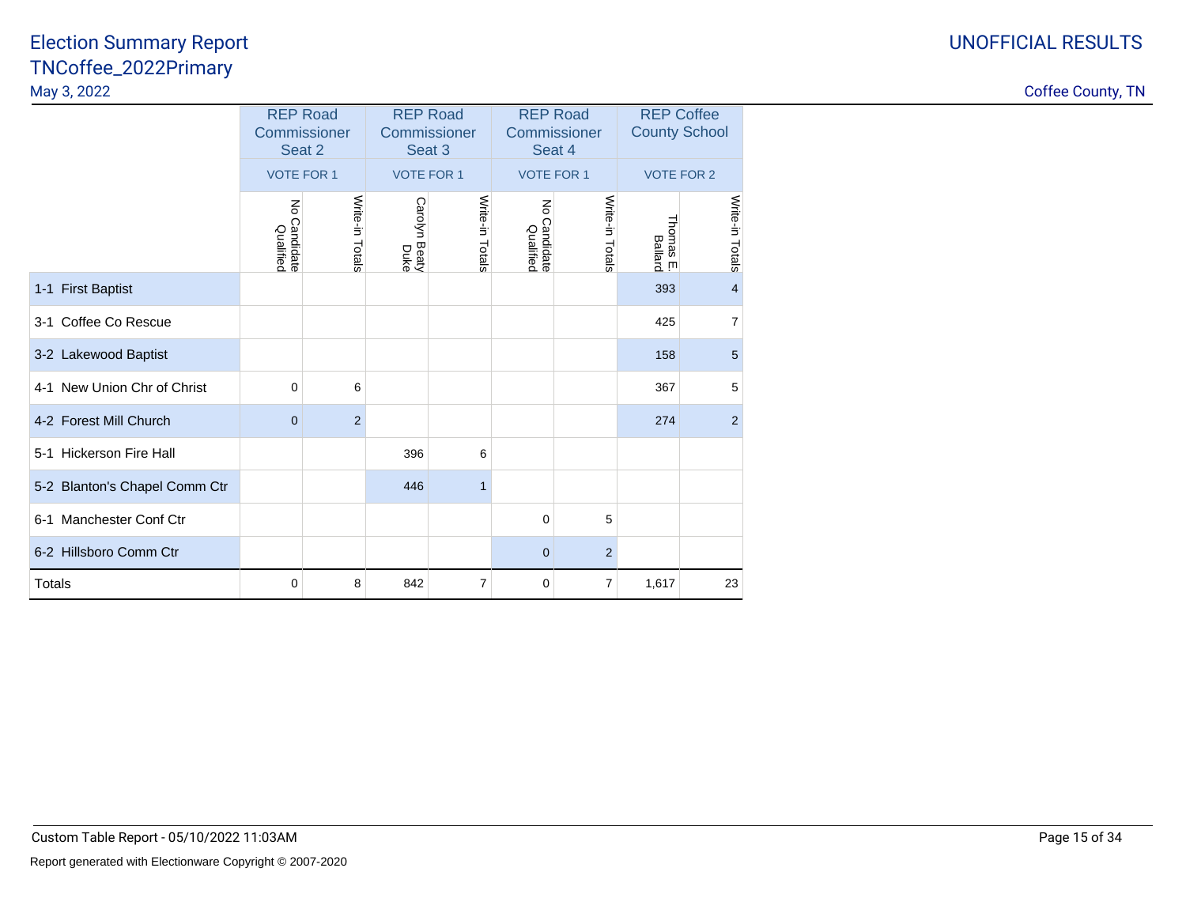# Election Summary Report
## TNCoffee_2022Primary

May 3, 2022

UNOFFICIAL RESULTS

Coffee County, TN

| | REP Road Commissioner Seat 2 | | REP Road Commissioner Seat 3 | | REP Road Commissioner Seat 4 | | REP Coffee County School | |
|---|---|---|---|---|---|---|---|---|
| | VOTE FOR 1 | | VOTE FOR 1 | | VOTE FOR 1 | | VOTE FOR 2 | |
| | No Candidate Qualified | Write-in Totals | Carolyn Beaty Duke | Write-in Totals | No Candidate Qualified | Write-in Totals | Thomas E. Ballard | Write-in Totals |
| 1-1 First Baptist | | | | | | | 393 | 4 |
| 3-1 Coffee Co Rescue | | | | | | | 425 | 7 |
| 3-2 Lakewood Baptist | | | | | | | 158 | 5 |
| 4-1 New Union Chr of Christ | 0 | 6 | | | | | 367 | 5 |
| 4-2 Forest Mill Church | 0 | 2 | | | | | 274 | 2 |
| 5-1 Hickerson Fire Hall | | | 396 | 6 | | | | |
| 5-2 Blanton's Chapel Comm Ctr | | | 446 | 1 | | | | |
| 6-1 Manchester Conf Ctr | | | | | 0 | 5 | | |
| 6-2 Hillsboro Comm Ctr | | | | | 0 | 2 | | |
| Totals | 0 | 8 | 842 | 7 | 0 | 7 | 1,617 | 23 |

Custom Table Report - 05/10/2022 11:03AM

Report generated with Electionware Copyright © 2007-2020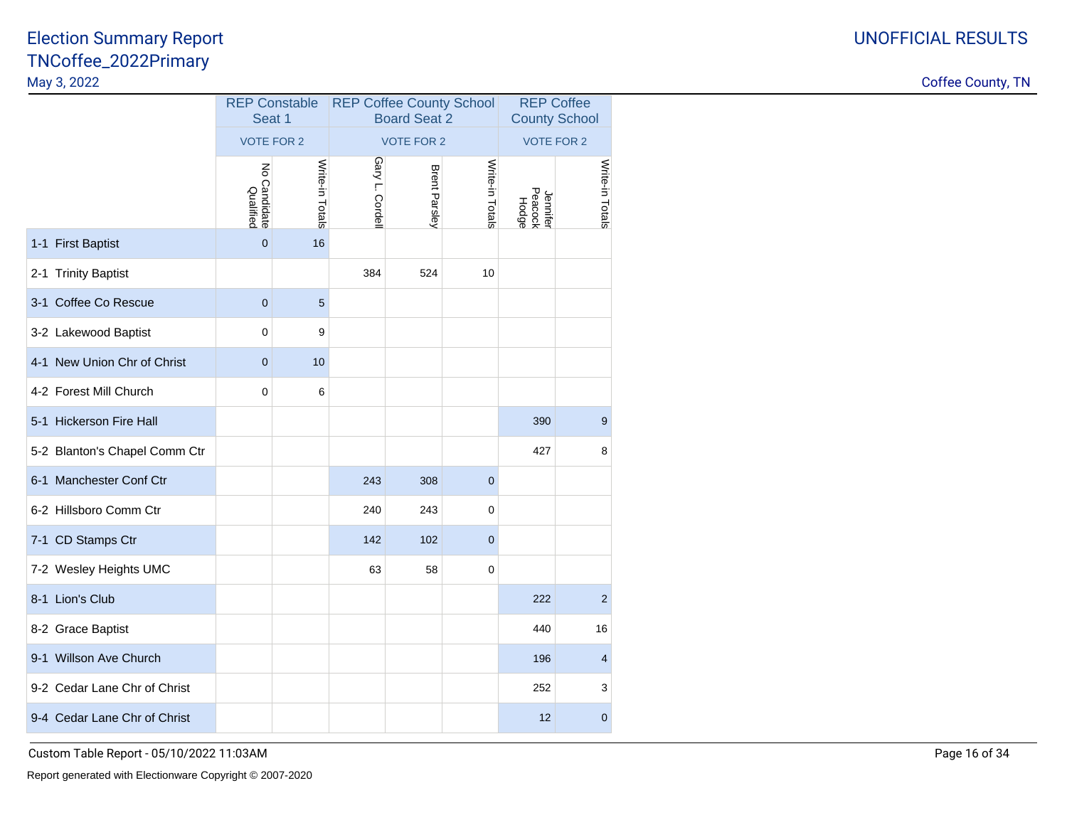# Election Summary Report
## TNCoffee_2022Primary

May 3, 2022

UNOFFICIAL RESULTS

Coffee County, TN

| | REP Constable Seat 1 | | REP Coffee County School Board Seat 2 | | | REP Coffee County School | |
|---|---|---|---|---|---|---|---|
| | VOTE FOR 2 | | VOTE FOR 2 | | | VOTE FOR 2 | |
| | No Candidate Qualified | Write-in Totals | Gary L. Cordell | Brent Parsley | Write-in Totals | Jennifer Peacock Hodge | Write-in Totals |
| 1-1 First Baptist | 0 | 16 | | | | | |
| 2-1 Trinity Baptist | | | 384 | 524 | 10 | | |
| 3-1 Coffee Co Rescue | 0 | 5 | | | | | |
| 3-2 Lakewood Baptist | 0 | 9 | | | | | |
| 4-1 New Union Chr of Christ | 0 | 10 | | | | | |
| 4-2 Forest Mill Church | 0 | 6 | | | | | |
| 5-1 Hickerson Fire Hall | | | | | | 390 | 9 |
| 5-2 Blanton's Chapel Comm Ctr | | | | | | 427 | 8 |
| 6-1 Manchester Conf Ctr | | | 243 | 308 | 0 | | |
| 6-2 Hillsboro Comm Ctr | | | 240 | 243 | 0 | | |
| 7-1 CD Stamps Ctr | | | 142 | 102 | 0 | | |
| 7-2 Wesley Heights UMC | | | 63 | 58 | 0 | | |
| 8-1 Lion's Club | | | | | | 222 | 2 |
| 8-2 Grace Baptist | | | | | | 440 | 16 |
| 9-1 Willson Ave Church | | | | | | 196 | 4 |
| 9-2 Cedar Lane Chr of Christ | | | | | | 252 | 3 |
| 9-4 Cedar Lane Chr of Christ | | | | | | 12 | 0 |

Custom Table Report - 05/10/2022 11:03AM

Report generated with Electionware Copyright © 2007-2020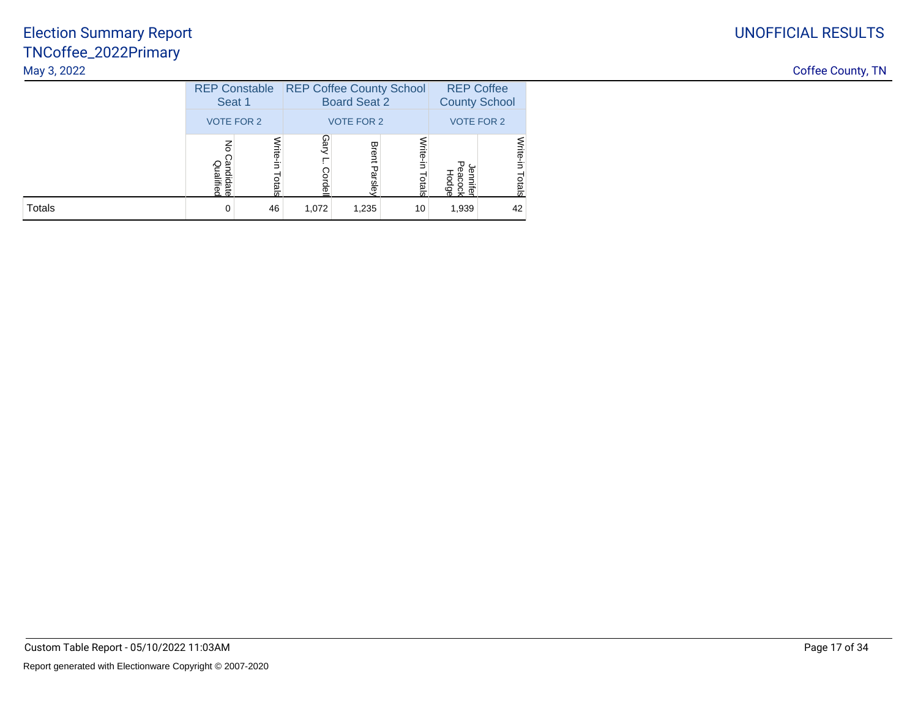# Election Summary Report
## TNCoffee_2022Primary

May 3, 2022

UNOFFICIAL RESULTS

Coffee County, TN

| | REP Constable Seat 1 | | REP Coffee County School Board Seat 2 | | | REP Coffee County School | |
|---|---|---|---|---|---|---|---|
| | VOTE FOR 2 | | VOTE FOR 2 | | | VOTE FOR 2 | |
| | No Candidate Qualified | Write-in Totals | Gary L. Cordell | Brent Parsley | Write-in Totals | Jennifer Peacock Hodge | Write-in Totals |
| Totals | 0 | 46 | 1,072 | 1,235 | 10 | 1,939 | 42 |

Custom Table Report - 05/10/2022 11:03AM

Report generated with Electionware Copyright © 2007-2020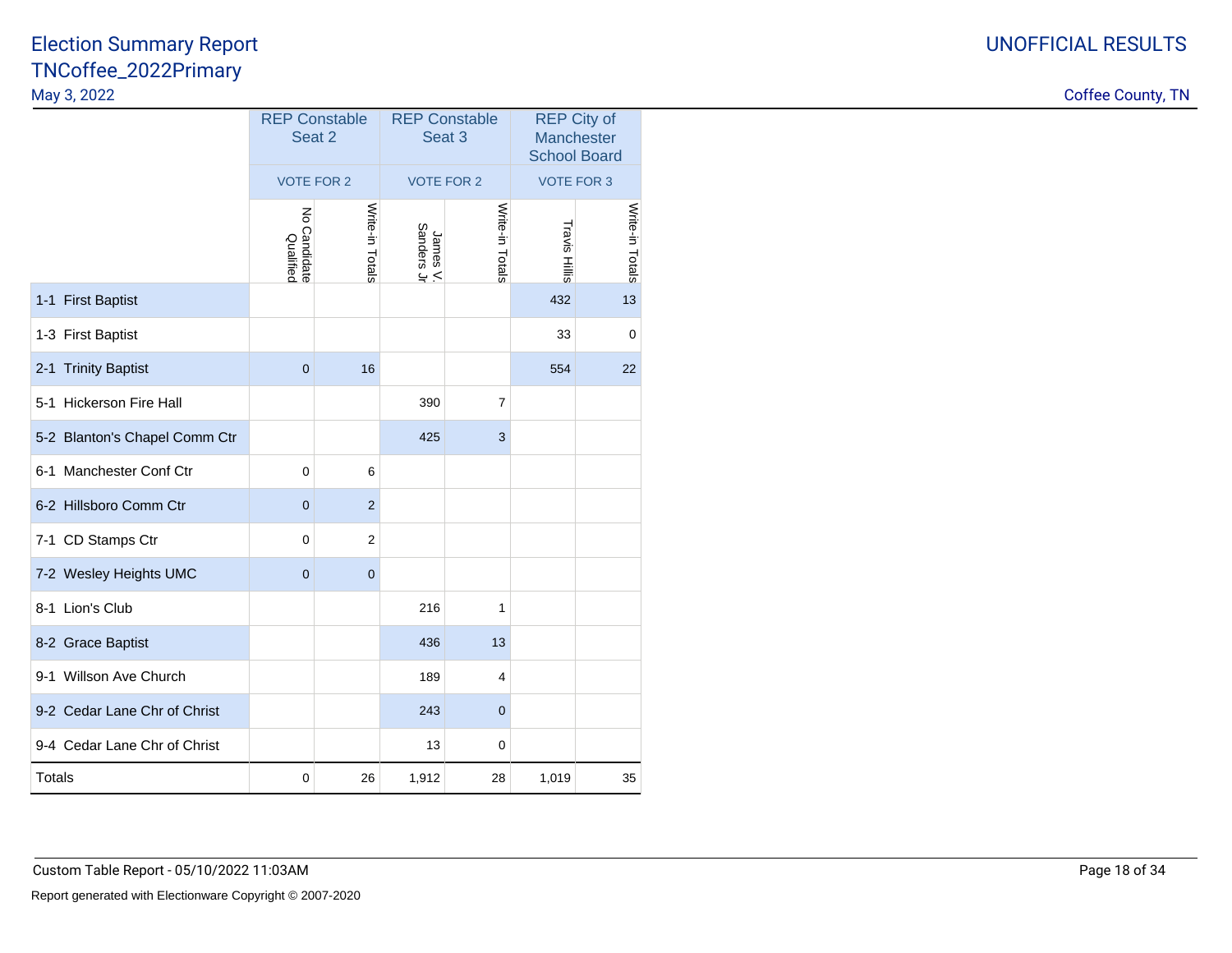# Election Summary Report
## TNCoffee_2022Primary

May 3, 2022

UNOFFICIAL RESULTS

Coffee County, TN

| | REP Constable Seat 2 | | REP Constable Seat 3 | | REP City of Manchester School Board | |
|---|---|---|---|---|---|---|
| | VOTE FOR 2 | | VOTE FOR 2 | | VOTE FOR 3 | |
| | No Candidate Qualified | Write-in Totals | James V. Sanders Jr | Write-in Totals | Travis Hillis | Write-in Totals |
| 1-1 First Baptist | | | | | 432 | 13 |
| 1-3 First Baptist | | | | | 33 | 0 |
| 2-1 Trinity Baptist | 0 | 16 | | | 554 | 22 |
| 5-1 Hickerson Fire Hall | | | 390 | 7 | | |
| 5-2 Blanton's Chapel Comm Ctr | | | 425 | 3 | | |
| 6-1 Manchester Conf Ctr | 0 | 6 | | | | |
| 6-2 Hillsboro Comm Ctr | 0 | 2 | | | | |
| 7-1 CD Stamps Ctr | 0 | 2 | | | | |
| 7-2 Wesley Heights UMC | 0 | 0 | | | | |
| 8-1 Lion's Club | | | 216 | 1 | | |
| 8-2 Grace Baptist | | | 436 | 13 | | |
| 9-1 Willson Ave Church | | | 189 | 4 | | |
| 9-2 Cedar Lane Chr of Christ | | | 243 | 0 | | |
| 9-4 Cedar Lane Chr of Christ | | | 13 | 0 | | |
| Totals | 0 | 26 | 1,912 | 28 | 1,019 | 35 |

Custom Table Report - 05/10/2022 11:03AM

Report generated with Electionware Copyright © 2007-2020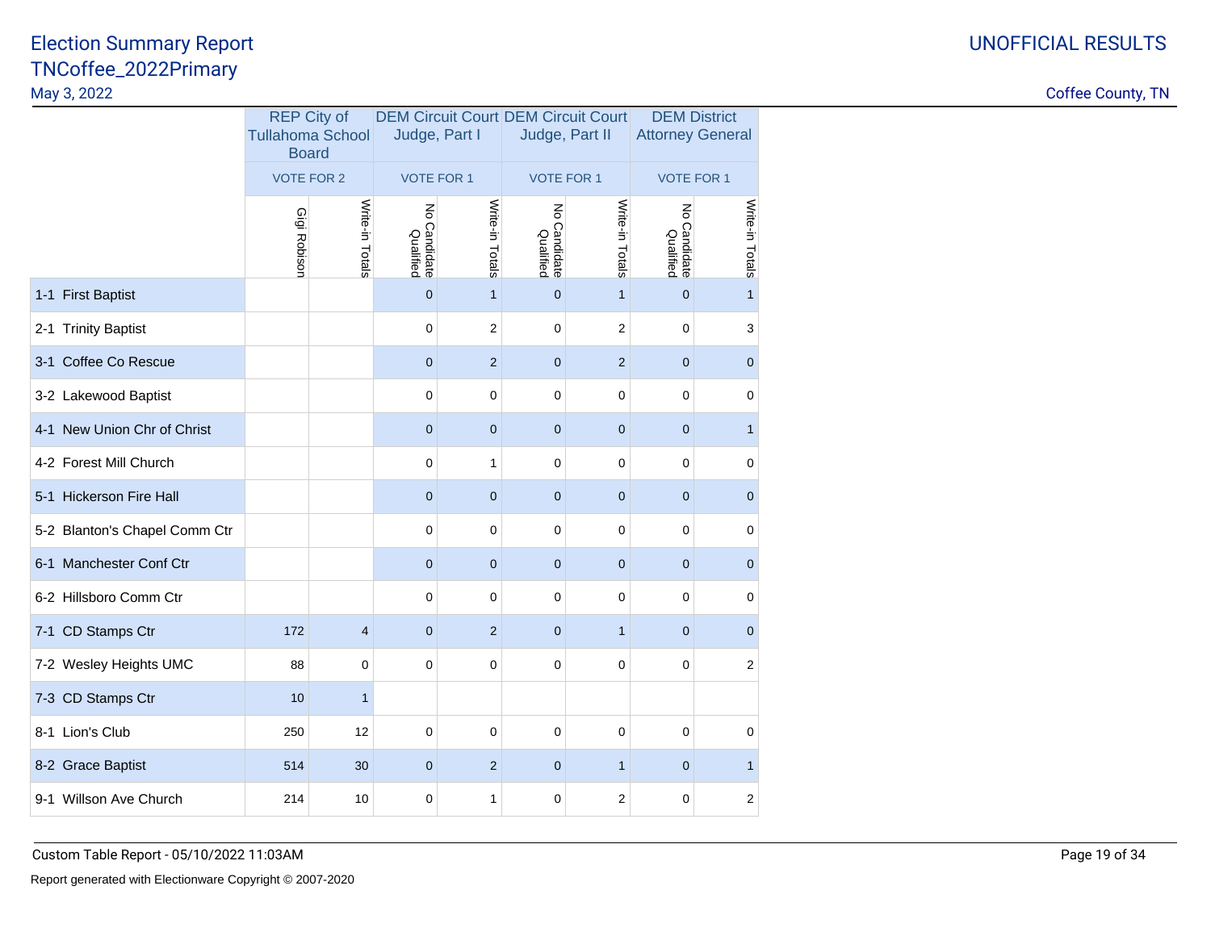# Election Summary Report
## TNCoffee_2022Primary

May 3, 2022

UNOFFICIAL RESULTS

Coffee County, TN

| | REP City of Tullahoma School Board | | DEM Circuit Court Judge, Part I | | DEM Circuit Court Judge, Part II | | DEM District Attorney General | |
|---|---|---|---|---|---|---|---|---|
| | VOTE FOR 2 | | VOTE FOR 1 | | VOTE FOR 1 | | VOTE FOR 1 | |
| | Gigi Robison | Write-in Totals | No Candidate Qualified | Write-in Totals | No Candidate Qualified | Write-in Totals | No Candidate Qualified | Write-in Totals |
| 1-1 First Baptist | | | 0 | 1 | 0 | 1 | 0 | 1 |
| 2-1 Trinity Baptist | | | 0 | 2 | 0 | 2 | 0 | 3 |
| 3-1 Coffee Co Rescue | | | 0 | 2 | 0 | 2 | 0 | 0 |
| 3-2 Lakewood Baptist | | | 0 | 0 | 0 | 0 | 0 | 0 |
| 4-1 New Union Chr of Christ | | | 0 | 0 | 0 | 0 | 0 | 1 |
| 4-2 Forest Mill Church | | | 0 | 1 | 0 | 0 | 0 | 0 |
| 5-1 Hickerson Fire Hall | | | 0 | 0 | 0 | 0 | 0 | 0 |
| 5-2 Blanton's Chapel Comm Ctr | | | 0 | 0 | 0 | 0 | 0 | 0 |
| 6-1 Manchester Conf Ctr | | | 0 | 0 | 0 | 0 | 0 | 0 |
| 6-2 Hillsboro Comm Ctr | | | 0 | 0 | 0 | 0 | 0 | 0 |
| 7-1 CD Stamps Ctr | 172 | 4 | 0 | 2 | 0 | 1 | 0 | 0 |
| 7-2 Wesley Heights UMC | 88 | 0 | 0 | 0 | 0 | 0 | 0 | 2 |
| 7-3 CD Stamps Ctr | 10 | 1 | | | | | | |
| 8-1 Lion's Club | 250 | 12 | 0 | 0 | 0 | 0 | 0 | 0 |
| 8-2 Grace Baptist | 514 | 30 | 0 | 2 | 0 | 1 | 0 | 1 |
| 9-1 Willson Ave Church | 214 | 10 | 0 | 1 | 0 | 2 | 0 | 2 |

Custom Table Report - 05/10/2022 11:03AM

Report generated with Electionware Copyright © 2007-2020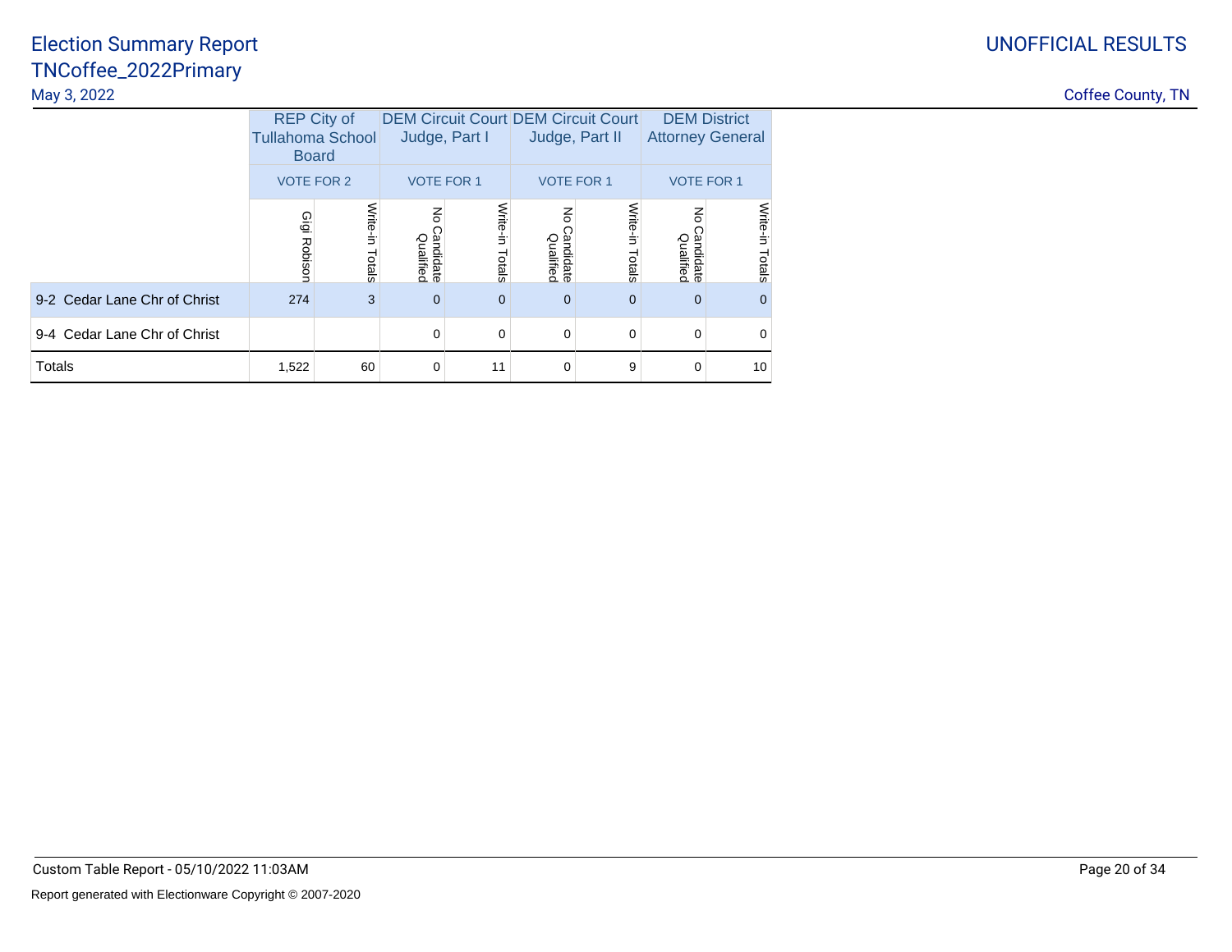# Election Summary Report
## TNCoffee_2022Primary

May 3, 2022

UNOFFICIAL RESULTS

Coffee County, TN

| | REP City of Tullahoma School Board | | DEM Circuit Court Judge, Part I | | DEM Circuit Court Judge, Part II | | DEM District Attorney General | |
|---|---|---|---|---|---|---|---|---|
| | VOTE FOR 2 | | VOTE FOR 1 | | VOTE FOR 1 | | VOTE FOR 1 | |
| | Gigi Robison | Write-in Totals | No Candidate Qualified | Write-in Totals | No Candidate Qualified | Write-in Totals | No Candidate Qualified | Write-in Totals |
| 9-2 Cedar Lane Chr of Christ | 274 | 3 | 0 | 0 | 0 | 0 | 0 | 0 |
| 9-4 Cedar Lane Chr of Christ | | | 0 | 0 | 0 | 0 | 0 | 0 |
| Totals | 1,522 | 60 | 0 | 11 | 0 | 9 | 0 | 10 |

Custom Table Report - 05/10/2022 11:03AM

Report generated with Electionware Copyright © 2007-2020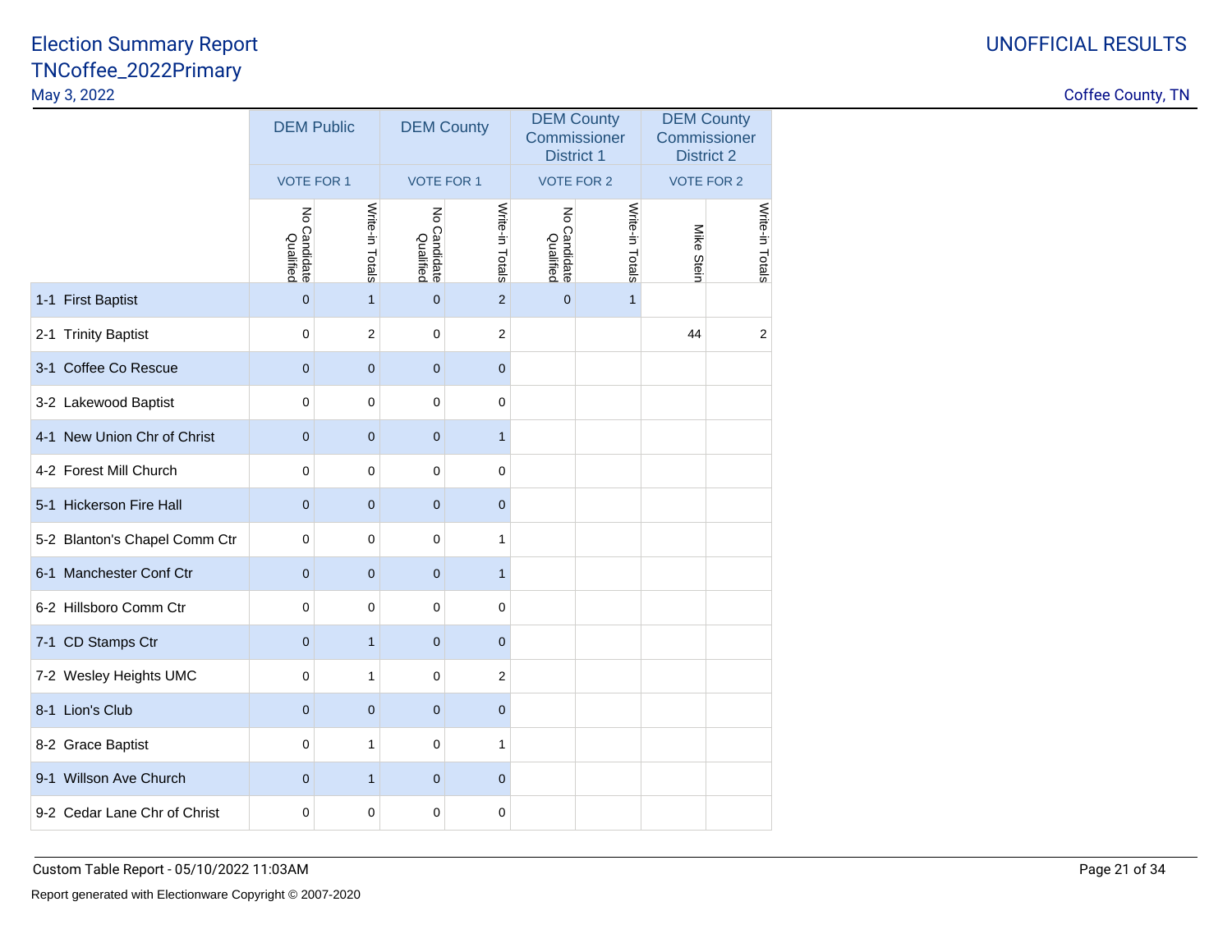# Election Summary Report
## TNCoffee_2022Primary

May 3, 2022

UNOFFICIAL RESULTS

Coffee County, TN

| | DEM Public | | DEM County | | DEM County Commissioner District 1 | | DEM County Commissioner District 2 | |
|---|---|---|---|---|---|---|---|---|
| | VOTE FOR 1 | | VOTE FOR 1 | | VOTE FOR 2 | | VOTE FOR 2 | |
| | No Candidate Qualified | Write-in Totals | No Candidate Qualified | Write-in Totals | No Candidate Qualified | Write-in Totals | Mike Stein | Write-in Totals |
| 1-1 First Baptist | 0 | 1 | 0 | 2 | 0 | 1 | | |
| 2-1 Trinity Baptist | 0 | 2 | 0 | 2 | | | 44 | 2 |
| 3-1 Coffee Co Rescue | 0 | 0 | 0 | 0 | | | | |
| 3-2 Lakewood Baptist | 0 | 0 | 0 | 0 | | | | |
| 4-1 New Union Chr of Christ | 0 | 0 | 0 | 1 | | | | |
| 4-2 Forest Mill Church | 0 | 0 | 0 | 0 | | | | |
| 5-1 Hickerson Fire Hall | 0 | 0 | 0 | 0 | | | | |
| 5-2 Blanton's Chapel Comm Ctr | 0 | 0 | 0 | 1 | | | | |
| 6-1 Manchester Conf Ctr | 0 | 0 | 0 | 1 | | | | |
| 6-2 Hillsboro Comm Ctr | 0 | 0 | 0 | 0 | | | | |
| 7-1 CD Stamps Ctr | 0 | 1 | 0 | 0 | | | | |
| 7-2 Wesley Heights UMC | 0 | 1 | 0 | 2 | | | | |
| 8-1 Lion's Club | 0 | 0 | 0 | 0 | | | | |
| 8-2 Grace Baptist | 0 | 1 | 0 | 1 | | | | |
| 9-1 Willson Ave Church | 0 | 1 | 0 | 0 | | | | |
| 9-2 Cedar Lane Chr of Christ | 0 | 0 | 0 | 0 | | | | |

Custom Table Report - 05/10/2022 11:03AM

Report generated with Electionware Copyright © 2007-2020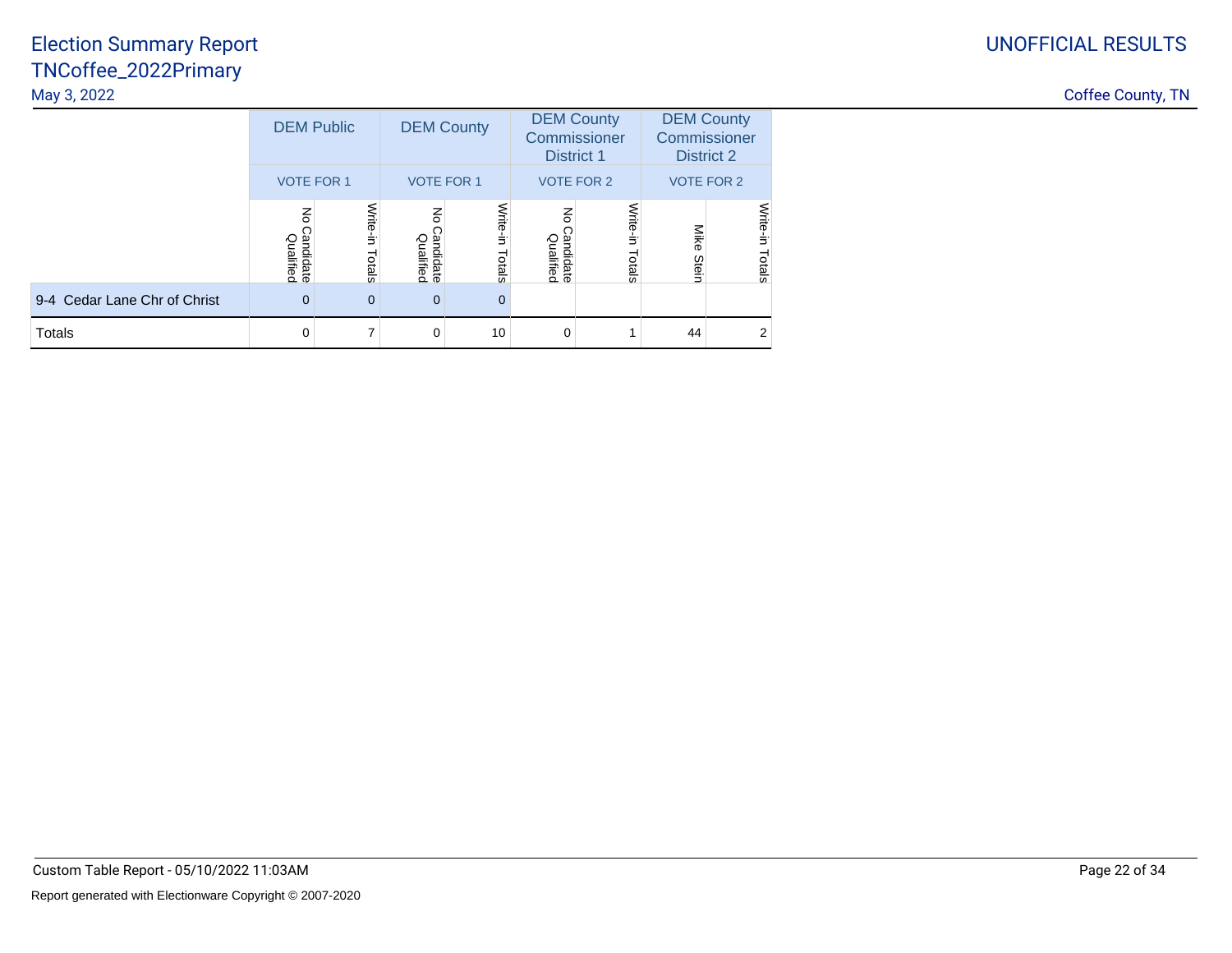# Election Summary Report
## TNCoffee_2022Primary

May 3, 2022

UNOFFICIAL RESULTS

Coffee County, TN

| | DEM Public | | DEM County | | DEM County Commissioner District 1 | | DEM County Commissioner District 2 | |
|---|---|---|---|---|---|---|---|---|
| | VOTE FOR 1 | | VOTE FOR 1 | | VOTE FOR 2 | | VOTE FOR 2 | |
| | No Candidate Qualified | Write-in Totals | No Candidate Qualified | Write-in Totals | No Candidate Qualified | Write-in Totals | Mike Stein | Write-in Totals |
| 9-4 Cedar Lane Chr of Christ | 0 | 0 | 0 | 0 | | | | |
| Totals | 0 | 7 | 0 | 10 | 0 | 1 | 44 | 2 |

Custom Table Report - 05/10/2022 11:03AM

Report generated with Electionware Copyright © 2007-2020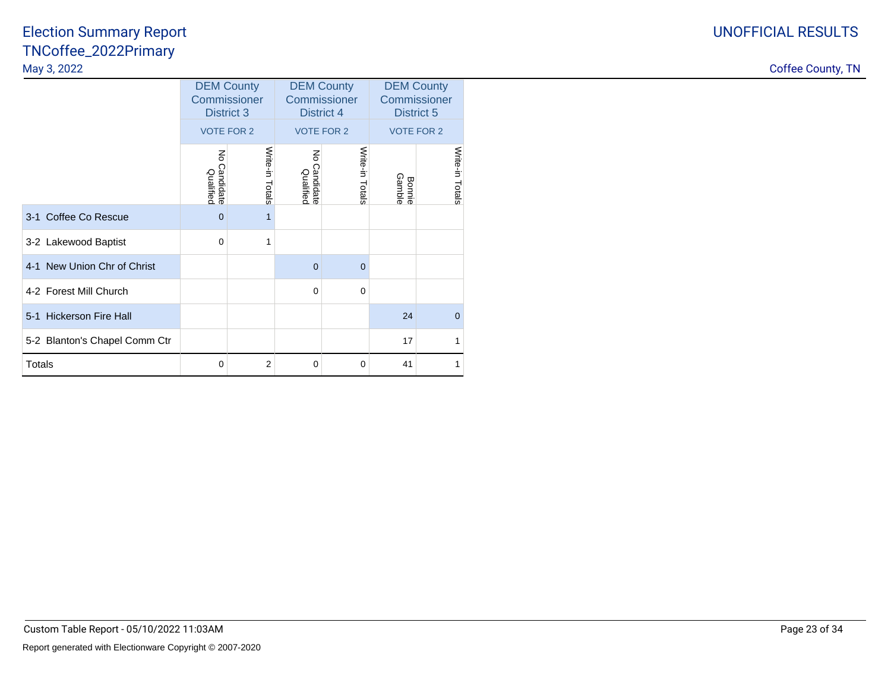# Election Summary Report

## TNCoffee_2022Primary

May 3, 2022

UNOFFICIAL RESULTS

Coffee County, TN

| | DEM County Commissioner District 3 | | DEM County Commissioner District 4 | | DEM County Commissioner District 5 | |
|---|---|---|---|---|---|---|
| | VOTE FOR 2 | | VOTE FOR 2 | | VOTE FOR 2 | |
| | No Candidate Qualified | Write-in Totals | No Candidate Qualified | Write-in Totals | Bonnie Gamble | Write-in Totals |
| 3-1 Coffee Co Rescue | 0 | 1 | | | | |
| 3-2 Lakewood Baptist | 0 | 1 | | | | |
| 4-1 New Union Chr of Christ | | | 0 | 0 | | |
| 4-2 Forest Mill Church | | | 0 | 0 | | |
| 5-1 Hickerson Fire Hall | | | | | 24 | 0 |
| 5-2 Blanton's Chapel Comm Ctr | | | | | 17 | 1 |
| Totals | 0 | 2 | 0 | 0 | 41 | 1 |

Custom Table Report - 05/10/2022 11:03AM

Report generated with Electionware Copyright © 2007-2020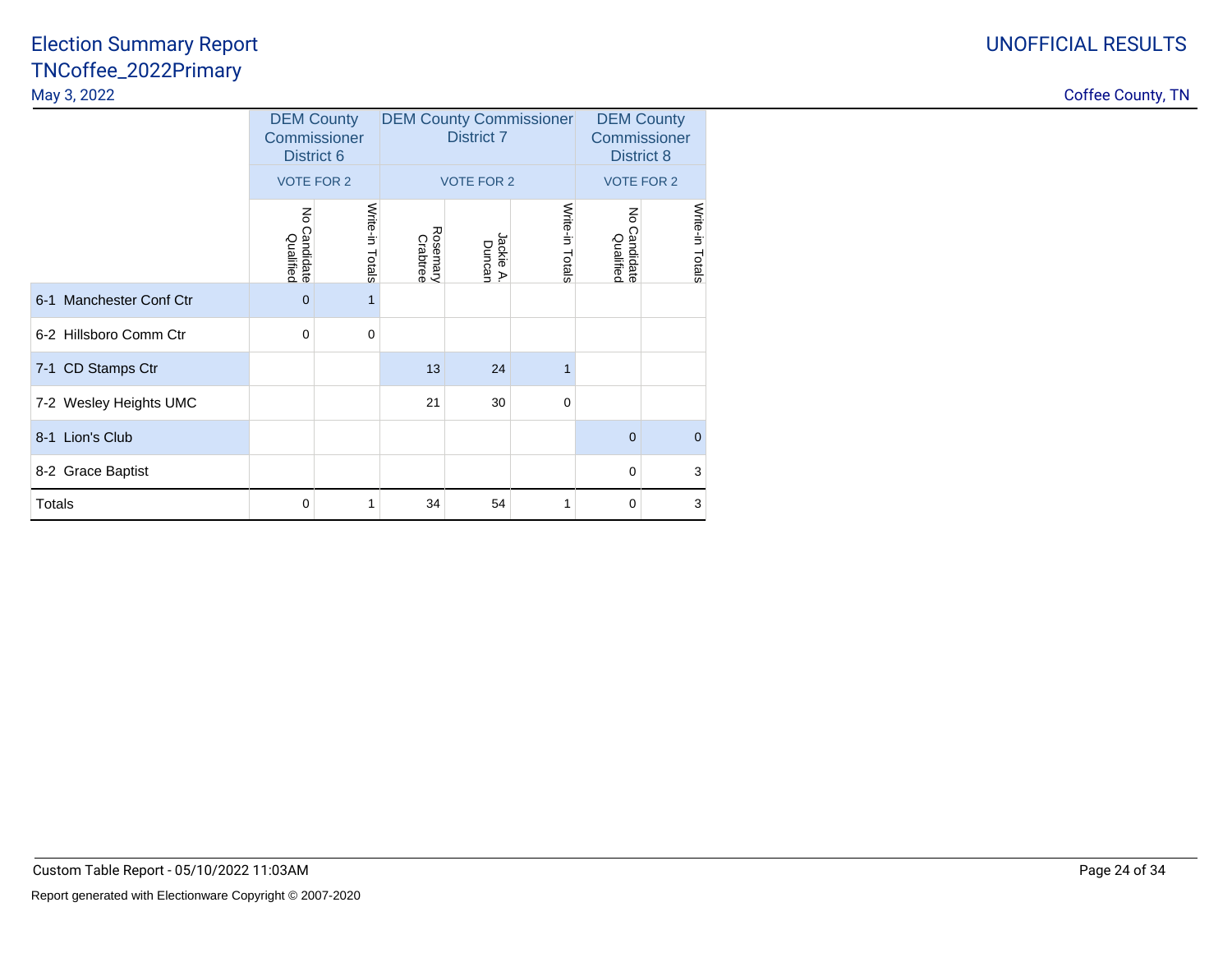# Election Summary Report
## TNCoffee_2022Primary

May 3, 2022

UNOFFICIAL RESULTS

Coffee County, TN

| | DEM County Commissioner District 6 | | DEM County Commissioner District 7 | | | DEM County Commissioner District 8 | |
|---|---|---|---|---|---|---|---|
| | VOTE FOR 2 | | VOTE FOR 2 | | | VOTE FOR 2 | |
| | No Candidate Qualified | Write-in Totals | Rosemary Crabtree | Jackie A. Duncan | Write-in Totals | No Candidate Qualified | Write-in Totals |
| 6-1 Manchester Conf Ctr | 0 | 1 | | | | | |
| 6-2 Hillsboro Comm Ctr | 0 | 0 | | | | | |
| 7-1 CD Stamps Ctr | | | 13 | 24 | 1 | | |
| 7-2 Wesley Heights UMC | | | 21 | 30 | 0 | | |
| 8-1 Lion's Club | | | | | | 0 | 0 |
| 8-2 Grace Baptist | | | | | | 0 | 3 |
| Totals | 0 | 1 | 34 | 54 | 1 | 0 | 3 |

Custom Table Report - 05/10/2022 11:03AM

Report generated with Electionware Copyright © 2007-2020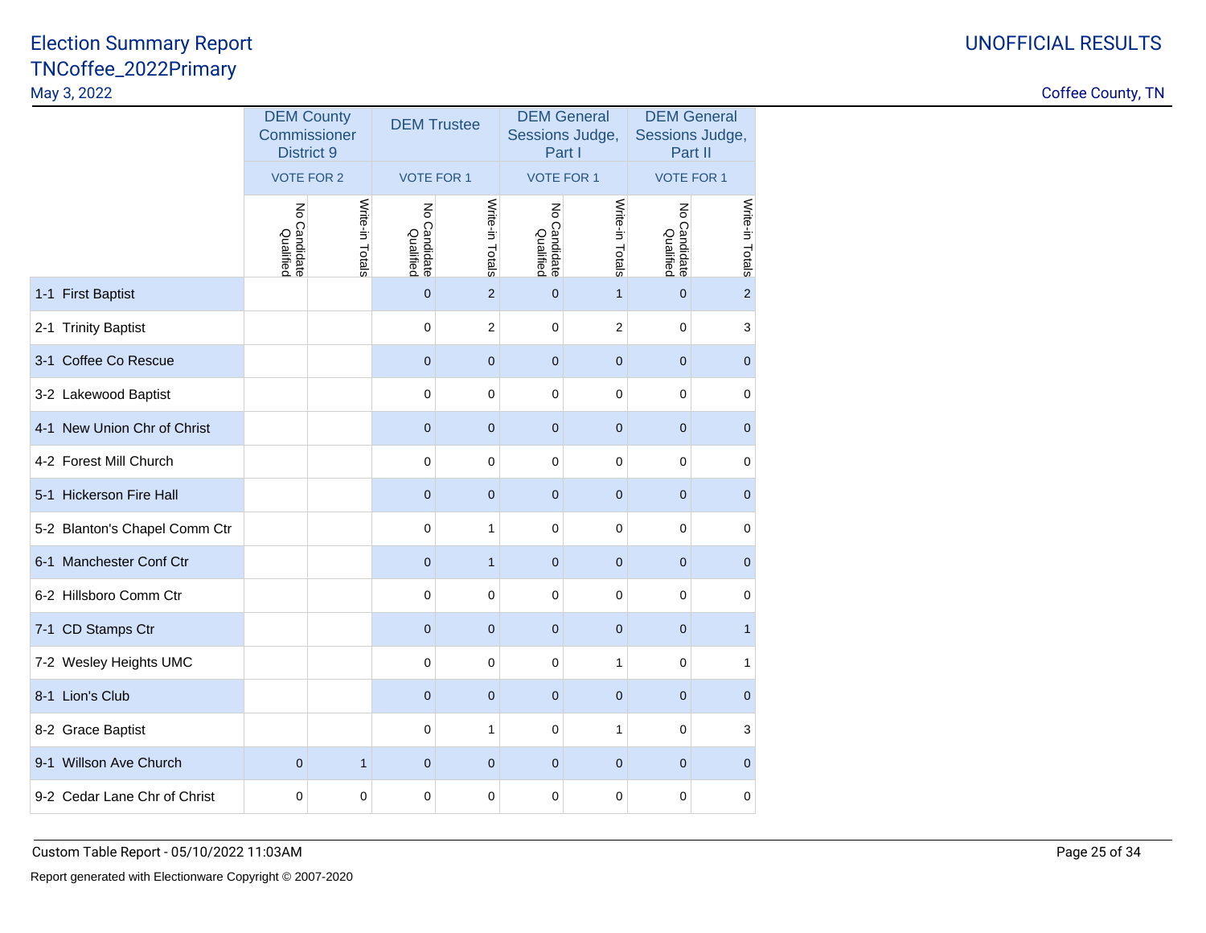# Election Summary Report
## TNCoffee_2022Primary

May 3, 2022

UNOFFICIAL RESULTS

Coffee County, TN

| | DEM County Commissioner District 9 | | DEM Trustee | | DEM General Sessions Judge, Part I | | DEM General Sessions Judge, Part II | |
|---|---|---|---|---|---|---|---|---|
| | VOTE FOR 2 | | VOTE FOR 1 | | VOTE FOR 1 | | VOTE FOR 1 | |
| | No Candidate Qualified | Write-in Totals | No Candidate Qualified | Write-in Totals | No Candidate Qualified | Write-in Totals | No Candidate Qualified | Write-in Totals |
| 1-1 First Baptist | | | 0 | 2 | 0 | 1 | 0 | 2 |
| 2-1 Trinity Baptist | | | 0 | 2 | 0 | 2 | 0 | 3 |
| 3-1 Coffee Co Rescue | | | 0 | 0 | 0 | 0 | 0 | 0 |
| 3-2 Lakewood Baptist | | | 0 | 0 | 0 | 0 | 0 | 0 |
| 4-1 New Union Chr of Christ | | | 0 | 0 | 0 | 0 | 0 | 0 |
| 4-2 Forest Mill Church | | | 0 | 0 | 0 | 0 | 0 | 0 |
| 5-1 Hickerson Fire Hall | | | 0 | 0 | 0 | 0 | 0 | 0 |
| 5-2 Blanton's Chapel Comm Ctr | | | 0 | 1 | 0 | 0 | 0 | 0 |
| 6-1 Manchester Conf Ctr | | | 0 | 1 | 0 | 0 | 0 | 0 |
| 6-2 Hillsboro Comm Ctr | | | 0 | 0 | 0 | 0 | 0 | 0 |
| 7-1 CD Stamps Ctr | | | 0 | 0 | 0 | 0 | 0 | 1 |
| 7-2 Wesley Heights UMC | | | 0 | 0 | 0 | 1 | 0 | 1 |
| 8-1 Lion's Club | | | 0 | 0 | 0 | 0 | 0 | 0 |
| 8-2 Grace Baptist | | | 0 | 1 | 0 | 1 | 0 | 3 |
| 9-1 Willson Ave Church | 0 | 1 | 0 | 0 | 0 | 0 | 0 | 0 |
| 9-2 Cedar Lane Chr of Christ | 0 | 0 | 0 | 0 | 0 | 0 | 0 | 0 |

Custom Table Report - 05/10/2022 11:03AM

Report generated with Electionware Copyright © 2007-2020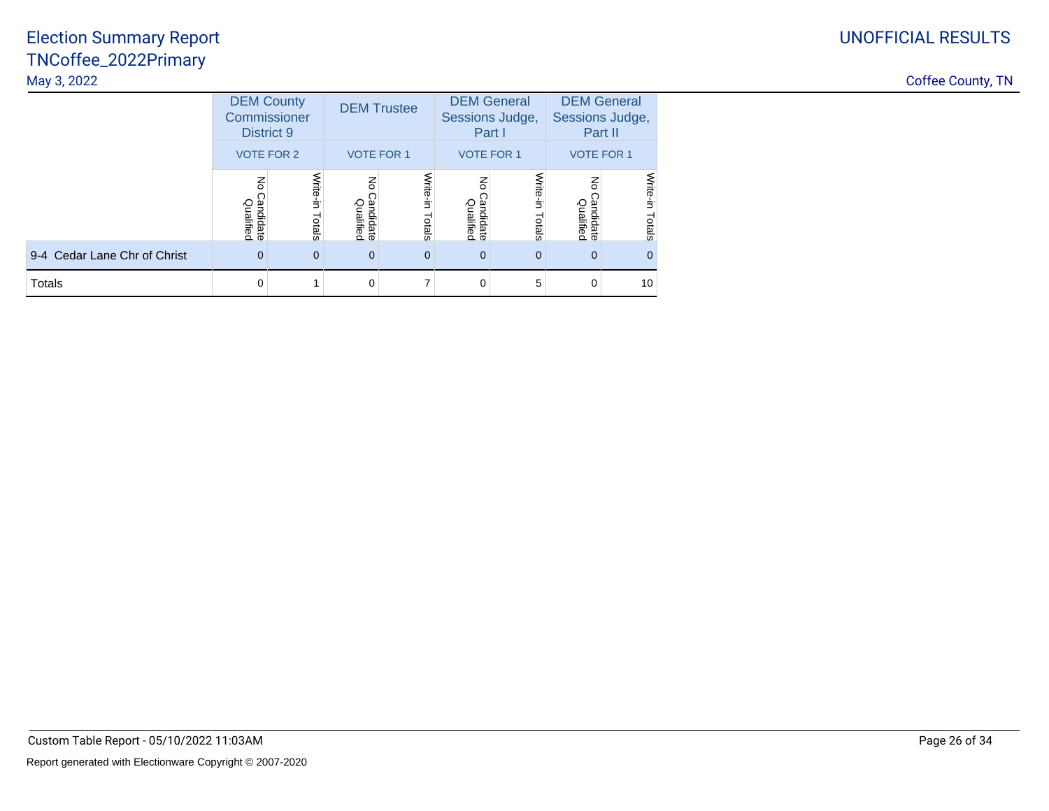| | DEM County Commissioner District 9 | | DEM Trustee | | DEM General Sessions Judge, Part I | | DEM General Sessions Judge, Part II | |
|---|---|---|---|---|---|---|---|---|
| | VOTE FOR 2 | | VOTE FOR 1 | | VOTE FOR 1 | | VOTE FOR 1 | |
| | No Candidate Qualified | Write-in Totals | No Candidate Qualified | Write-in Totals | No Candidate Qualified | Write-in Totals | No Candidate Qualified | Write-in Totals |
| 9-4 Cedar Lane Chr of Christ | 0 | 0 | 0 | 0 | 0 | 0 | 0 | 0 |
| Totals | 0 | 1 | 0 | 7 | 0 | 5 | 0 | 10 |

Custom Table Report - 05/10/2022 11:03AM

Report generated with Electionware Copyright © 2007-2020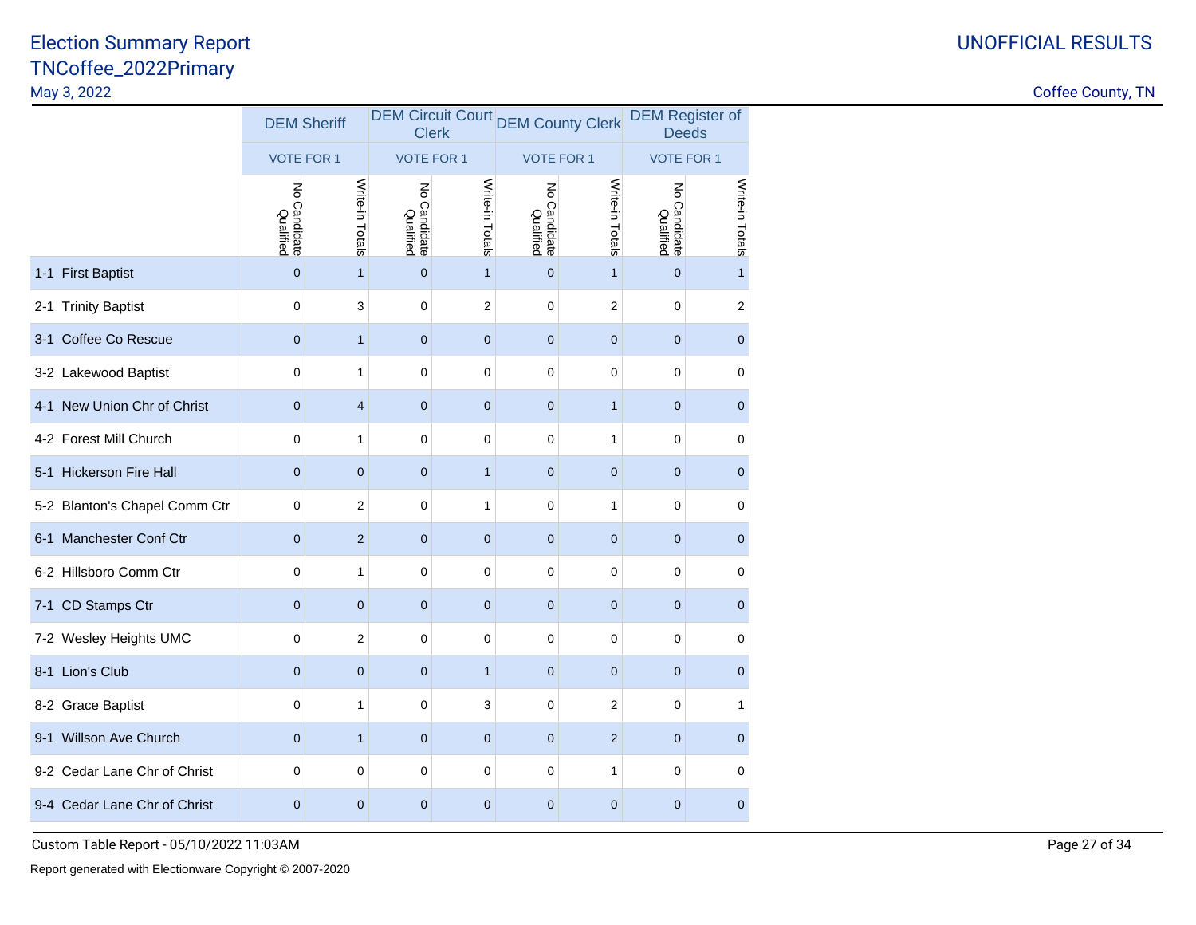# Election Summary Report
## TNCoffee_2022Primary
May 3, 2022

UNOFFICIAL RESULTS

Coffee County, TN

| | DEM Sheriff | | DEM Circuit Court Clerk | | DEM County Clerk | | DEM Register of Deeds | |
|---|---|---|---|---|---|---|---|---|
| | VOTE FOR 1 | | VOTE FOR 1 | | VOTE FOR 1 | | VOTE FOR 1 | |
| | No Candidate Qualified | Write-in Totals | No Candidate Qualified | Write-in Totals | No Candidate Qualified | Write-in Totals | No Candidate Qualified | Write-in Totals |
| 1-1 First Baptist | 0 | 1 | 0 | 1 | 0 | 1 | 0 | 1 |
| 2-1 Trinity Baptist | 0 | 3 | 0 | 2 | 0 | 2 | 0 | 2 |
| 3-1 Coffee Co Rescue | 0 | 1 | 0 | 0 | 0 | 0 | 0 | 0 |
| 3-2 Lakewood Baptist | 0 | 1 | 0 | 0 | 0 | 0 | 0 | 0 |
| 4-1 New Union Chr of Christ | 0 | 4 | 0 | 0 | 0 | 1 | 0 | 0 |
| 4-2 Forest Mill Church | 0 | 1 | 0 | 0 | 0 | 1 | 0 | 0 |
| 5-1 Hickerson Fire Hall | 0 | 0 | 0 | 1 | 0 | 0 | 0 | 0 |
| 5-2 Blanton's Chapel Comm Ctr | 0 | 2 | 0 | 1 | 0 | 1 | 0 | 0 |
| 6-1 Manchester Conf Ctr | 0 | 2 | 0 | 0 | 0 | 0 | 0 | 0 |
| 6-2 Hillsboro Comm Ctr | 0 | 1 | 0 | 0 | 0 | 0 | 0 | 0 |
| 7-1 CD Stamps Ctr | 0 | 0 | 0 | 0 | 0 | 0 | 0 | 0 |
| 7-2 Wesley Heights UMC | 0 | 2 | 0 | 0 | 0 | 0 | 0 | 0 |
| 8-1 Lion's Club | 0 | 0 | 0 | 1 | 0 | 0 | 0 | 0 |
| 8-2 Grace Baptist | 0 | 1 | 0 | 3 | 0 | 2 | 0 | 1 |
| 9-1 Willson Ave Church | 0 | 1 | 0 | 0 | 0 | 2 | 0 | 0 |
| 9-2 Cedar Lane Chr of Christ | 0 | 0 | 0 | 0 | 0 | 1 | 0 | 0 |
| 9-4 Cedar Lane Chr of Christ | 0 | 0 | 0 | 0 | 0 | 0 | 0 | 0 |

Custom Table Report - 05/10/2022 11:03AM

Report generated with Electionware Copyright © 2007-2020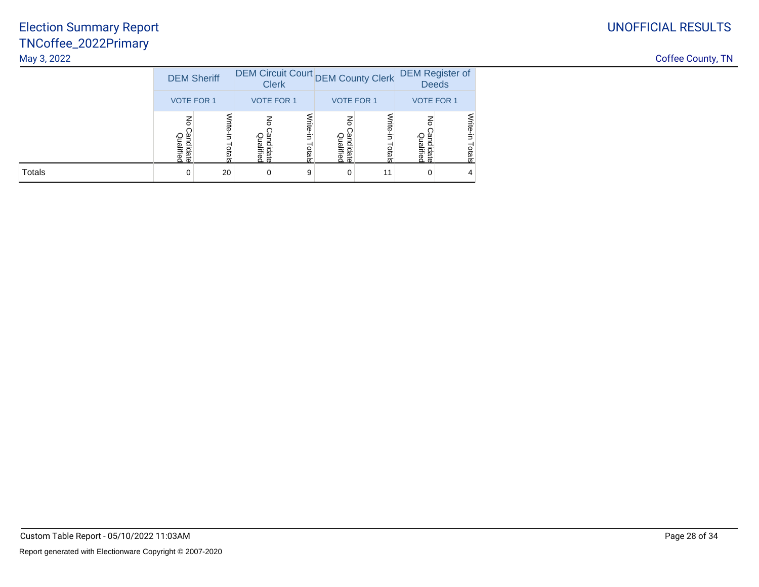# Election Summary Report
## TNCoffee_2022Primary
May 3, 2022

UNOFFICIAL RESULTS

Coffee County, TN

| | DEM Sheriff | | DEM Circuit Court Clerk | | DEM County Clerk | | DEM Register of Deeds | |
|---|---|---|---|---|---|---|---|---|
| | VOTE FOR 1 | | VOTE FOR 1 | | VOTE FOR 1 | | VOTE FOR 1 | |
| | No Candidate Qualified | Write-in Totals | No Candidate Qualified | Write-in Totals | No Candidate Qualified | Write-in Totals | No Candidate Qualified | Write-in Totals |
| Totals | 0 | 20 | 0 | 9 | 0 | 11 | 0 | 4 |

Custom Table Report - 05/10/2022 11:03AM

Report generated with Electionware Copyright © 2007-2020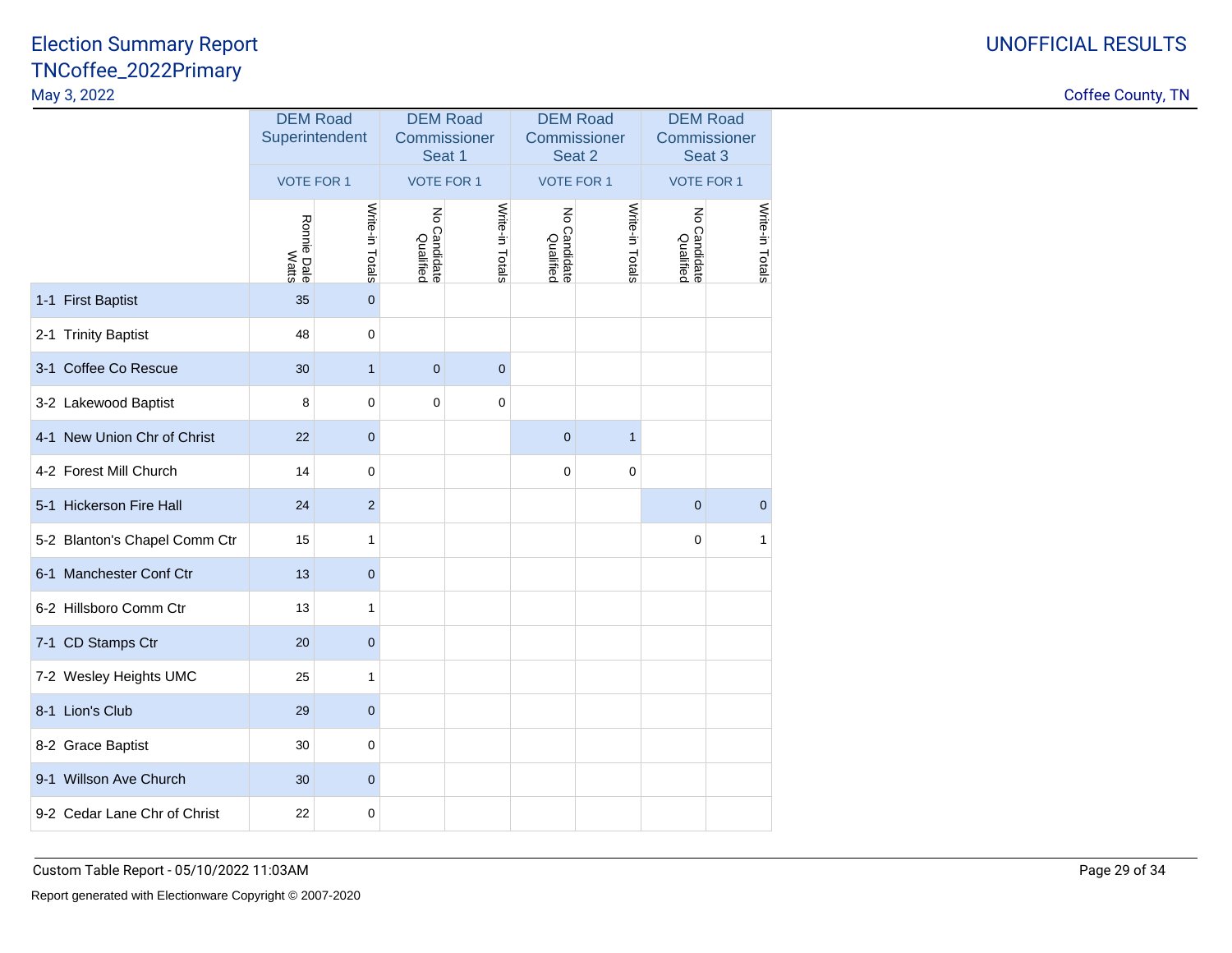# Election Summary Report
## TNCoffee_2022Primary

May 3, 2022

UNOFFICIAL RESULTS

Coffee County, TN

| | DEM Road Superintendent | | DEM Road Commissioner Seat 1 | | DEM Road Commissioner Seat 2 | | DEM Road Commissioner Seat 3 | |
|---|---|---|---|---|---|---|---|---|
| | VOTE FOR 1 | | VOTE FOR 1 | | VOTE FOR 1 | | VOTE FOR 1 | |
| | Ronnie Dale Watts | Write-in Totals | No Candidate Qualified | Write-in Totals | No Candidate Qualified | Write-in Totals | No Candidate Qualified | Write-in Totals |
| 1-1 First Baptist | 35 | 0 | | | | | | |
| 2-1 Trinity Baptist | 48 | 0 | | | | | | |
| 3-1 Coffee Co Rescue | 30 | 1 | 0 | 0 | | | | |
| 3-2 Lakewood Baptist | 8 | 0 | 0 | 0 | | | | |
| 4-1 New Union Chr of Christ | 22 | 0 | | | 0 | 1 | | |
| 4-2 Forest Mill Church | 14 | 0 | | | 0 | 0 | | |
| 5-1 Hickerson Fire Hall | 24 | 2 | | | | | 0 | 0 |
| 5-2 Blanton's Chapel Comm Ctr | 15 | 1 | | | | | 0 | 1 |
| 6-1 Manchester Conf Ctr | 13 | 0 | | | | | | |
| 6-2 Hillsboro Comm Ctr | 13 | 1 | | | | | | |
| 7-1 CD Stamps Ctr | 20 | 0 | | | | | | |
| 7-2 Wesley Heights UMC | 25 | 1 | | | | | | |
| 8-1 Lion's Club | 29 | 0 | | | | | | |
| 8-2 Grace Baptist | 30 | 0 | | | | | | |
| 9-1 Willson Ave Church | 30 | 0 | | | | | | |
| 9-2 Cedar Lane Chr of Christ | 22 | 0 | | | | | | |

Custom Table Report - 05/10/2022 11:03AM

Report generated with Electionware Copyright © 2007-2020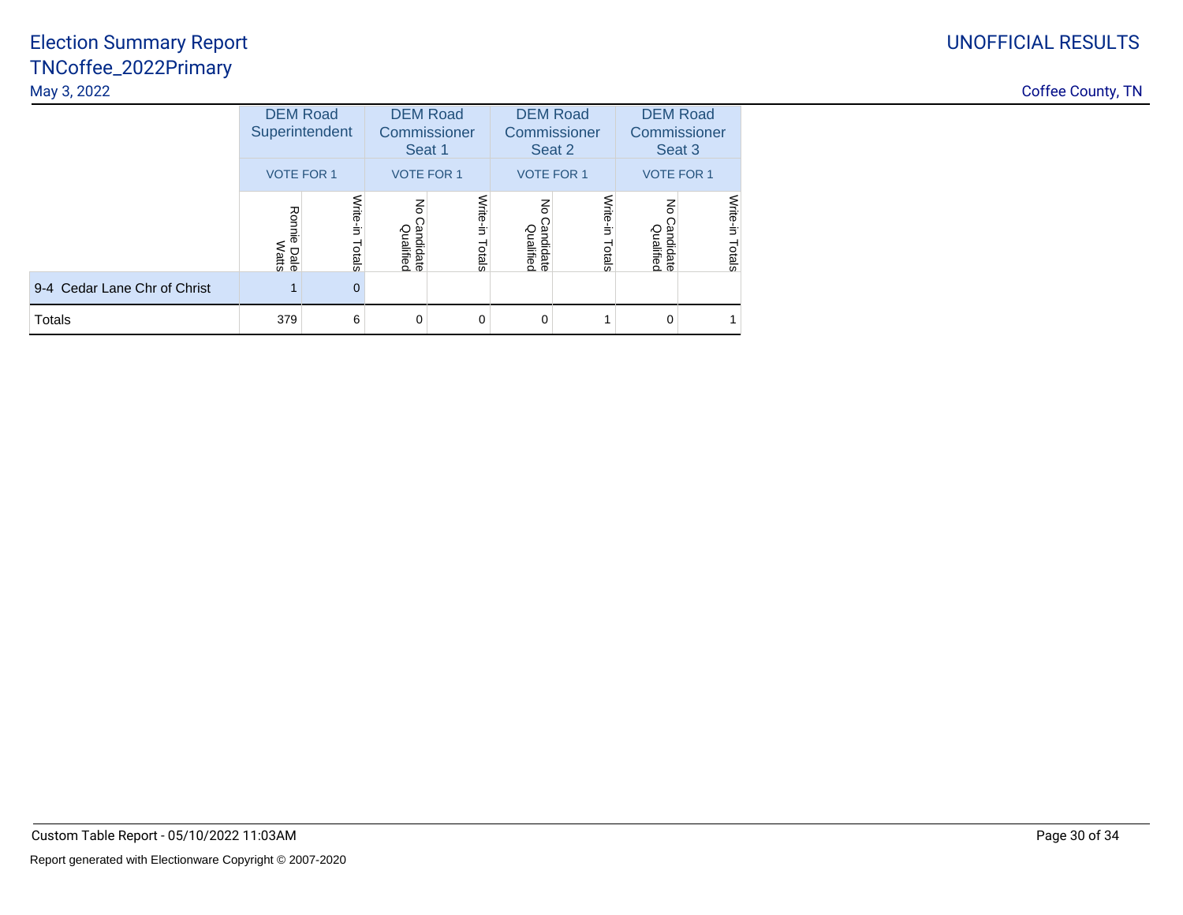# Election Summary Report
## TNCoffee_2022Primary

May 3, 2022

UNOFFICIAL RESULTS

Coffee County, TN

| | DEM Road Superintendent | | DEM Road Commissioner Seat 1 | | DEM Road Commissioner Seat 2 | | DEM Road Commissioner Seat 3 | |
|---|---|---|---|---|---|---|---|---|
| | VOTE FOR 1 | | VOTE FOR 1 | | VOTE FOR 1 | | VOTE FOR 1 | |
| | Ronnie Dale Watts | Write-in Totals | No Candidate Qualified | Write-in Totals | No Candidate Qualified | Write-in Totals | No Candidate Qualified | Write-in Totals |
| 9-4 Cedar Lane Chr of Christ | 1 | 0 | | | | | | |
| Totals | 379 | 6 | 0 | 0 | 0 | 1 | 0 | 1 |

Custom Table Report - 05/10/2022 11:03AM

Report generated with Electionware Copyright © 2007-2020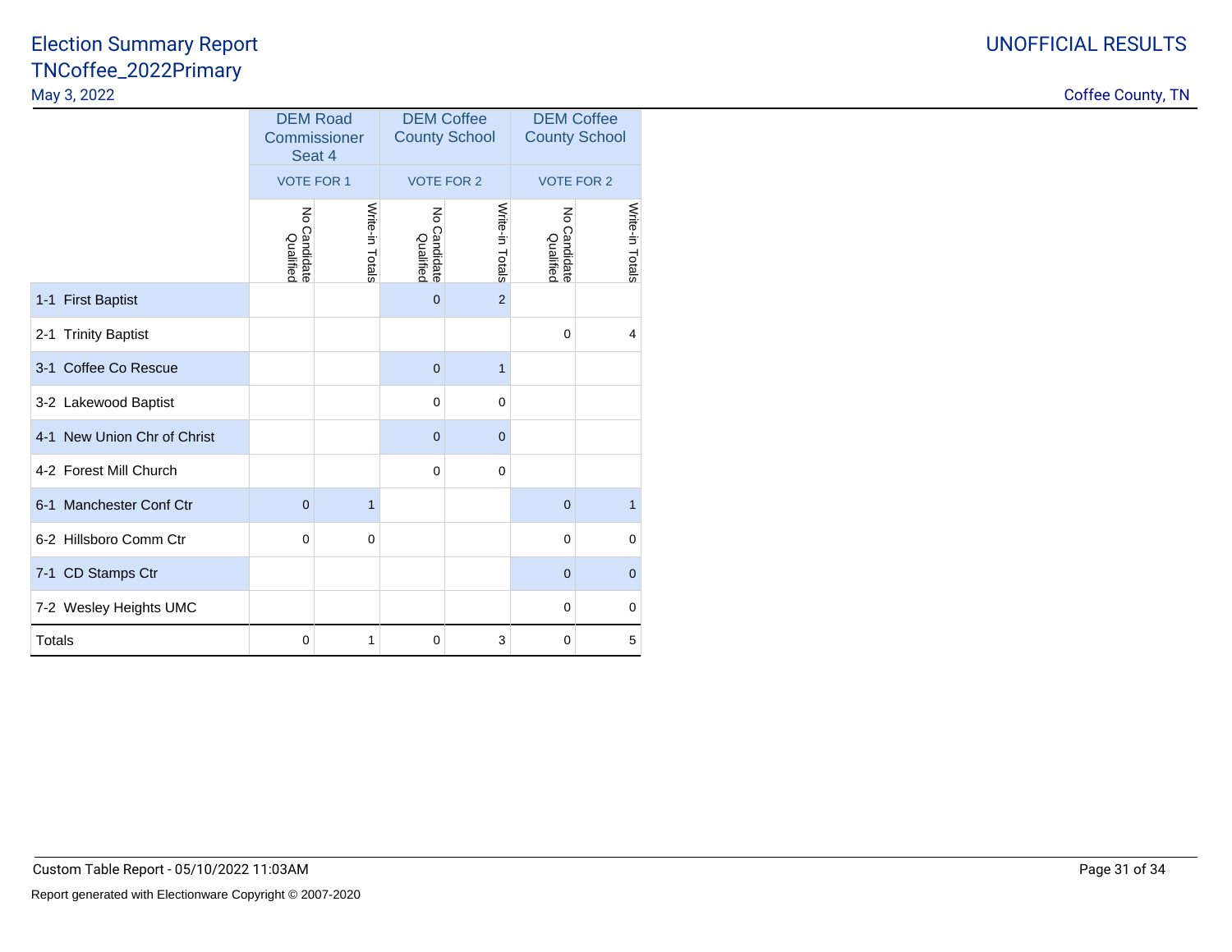# Election Summary Report
## TNCoffee_2022Primary

May 3, 2022

UNOFFICIAL RESULTS

Coffee County, TN

| | DEM Road Commissioner Seat 4 | | DEM Coffee County School | | DEM Coffee County School | |
|---|---|---|---|---|---|---|
| | VOTE FOR 1 | | VOTE FOR 2 | | VOTE FOR 2 | |
| | No Candidate Qualified | Write-in Totals | No Candidate Qualified | Write-in Totals | No Candidate Qualified | Write-in Totals |
| 1-1 First Baptist | | | 0 | 2 | | |
| 2-1 Trinity Baptist | | | | | 0 | 4 |
| 3-1 Coffee Co Rescue | | | 0 | 1 | | |
| 3-2 Lakewood Baptist | | | 0 | 0 | | |
| 4-1 New Union Chr of Christ | | | 0 | 0 | | |
| 4-2 Forest Mill Church | | | 0 | 0 | | |
| 6-1 Manchester Conf Ctr | 0 | 1 | | | 0 | 1 |
| 6-2 Hillsboro Comm Ctr | 0 | 0 | | | 0 | 0 |
| 7-1 CD Stamps Ctr | | | | | 0 | 0 |
| 7-2 Wesley Heights UMC | | | | | 0 | 0 |
| Totals | 0 | 1 | 0 | 3 | 0 | 5 |

Custom Table Report - 05/10/2022 11:03AM

Report generated with Electionware Copyright © 2007-2020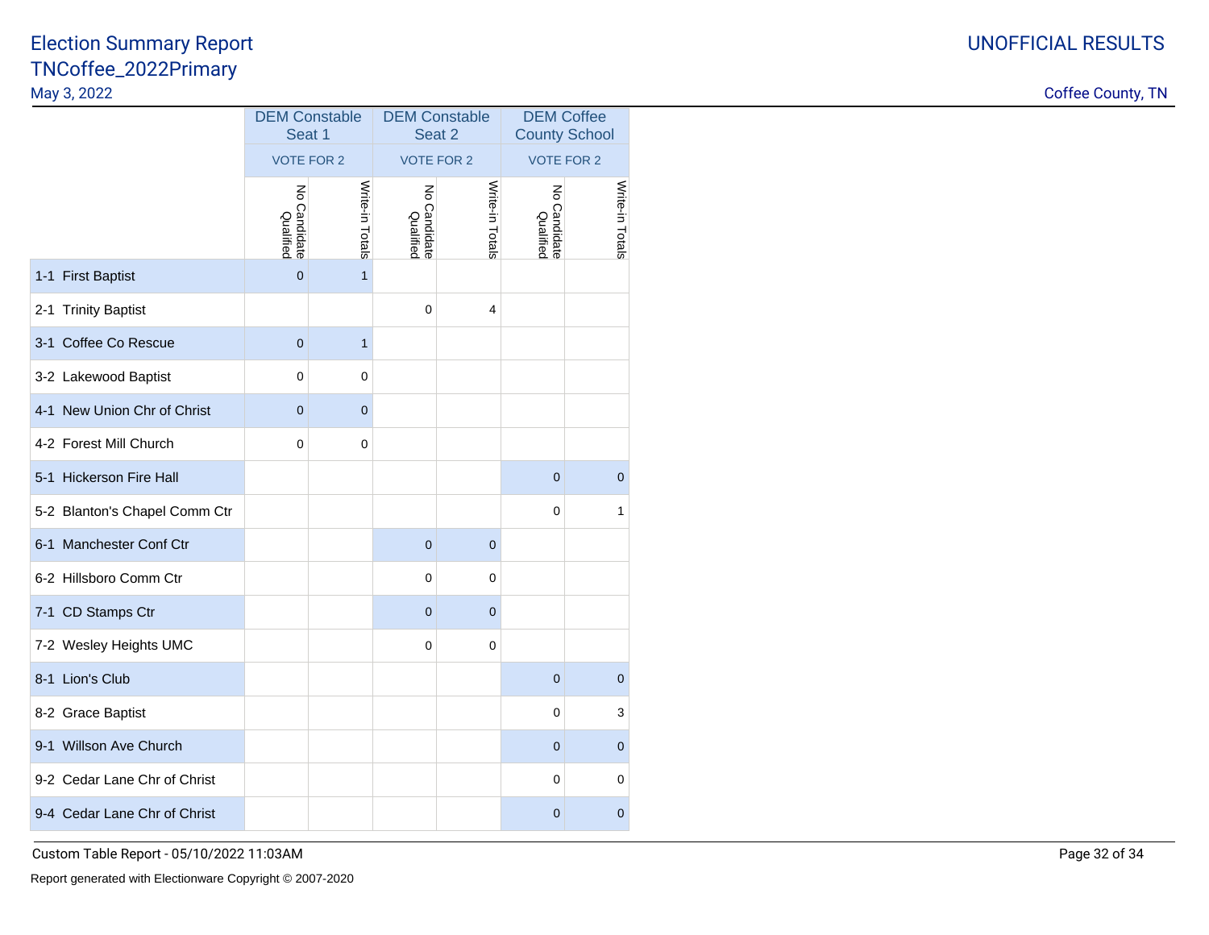# Election Summary Report
## TNCoffee_2022Primary

May 3, 2022

UNOFFICIAL RESULTS

Coffee County, TN

| | DEM Constable Seat 1 | | DEM Constable Seat 2 | | DEM Coffee County School | |
|---|---|---|---|---|---|---|
| | VOTE FOR 2 | | VOTE FOR 2 | | VOTE FOR 2 | |
| | No Candidate Qualified | Write-in Totals | No Candidate Qualified | Write-in Totals | No Candidate Qualified | Write-in Totals |
| 1-1 First Baptist | 0 | 1 | | | | |
| 2-1 Trinity Baptist | | | 0 | 4 | | |
| 3-1 Coffee Co Rescue | 0 | 1 | | | | |
| 3-2 Lakewood Baptist | 0 | 0 | | | | |
| 4-1 New Union Chr of Christ | 0 | 0 | | | | |
| 4-2 Forest Mill Church | 0 | 0 | | | | |
| 5-1 Hickerson Fire Hall | | | | | 0 | 0 |
| 5-2 Blanton's Chapel Comm Ctr | | | | | 0 | 1 |
| 6-1 Manchester Conf Ctr | | | 0 | 0 | | |
| 6-2 Hillsboro Comm Ctr | | | 0 | 0 | | |
| 7-1 CD Stamps Ctr | | | 0 | 0 | | |
| 7-2 Wesley Heights UMC | | | 0 | 0 | | |
| 8-1 Lion's Club | | | | | 0 | 0 |
| 8-2 Grace Baptist | | | | | 0 | 3 |
| 9-1 Willson Ave Church | | | | | 0 | 0 |
| 9-2 Cedar Lane Chr of Christ | | | | | 0 | 0 |
| 9-4 Cedar Lane Chr of Christ | | | | | 0 | 0 |

Custom Table Report - 05/10/2022 11:03AM

Report generated with Electionware Copyright © 2007-2020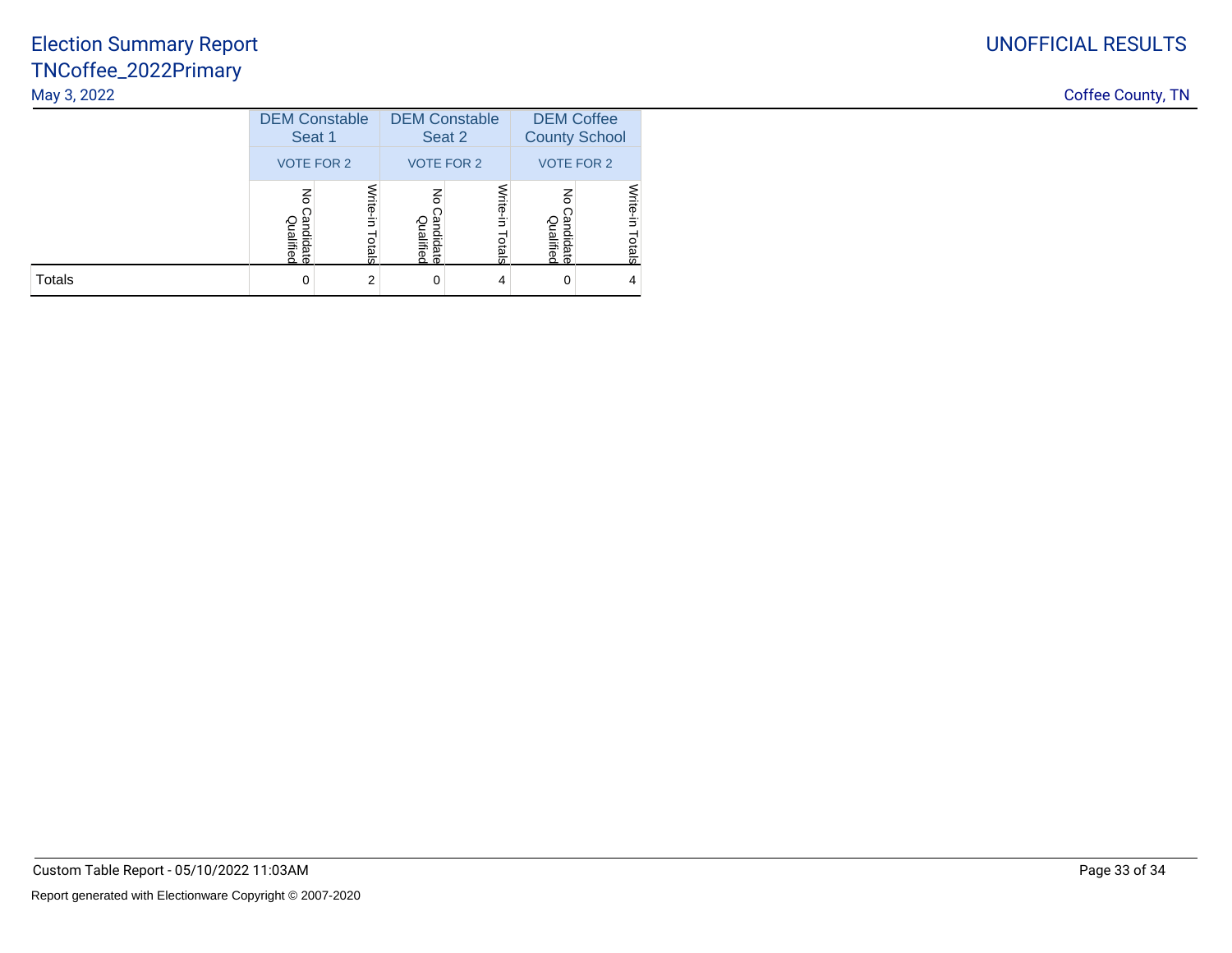| | DEM Constable Seat 1 | | DEM Constable Seat 2 | | DEM Coffee County School | |
|---|---|---|---|---|---|---|
| | VOTE FOR 2 | | VOTE FOR 2 | | VOTE FOR 2 | |
| | No Candidate Qualified | Write-in Totals | No Candidate Qualified | Write-in Totals | No Candidate Qualified | Write-in Totals |
| Totals | 0 | 2 | 0 | 4 | 0 | 4 |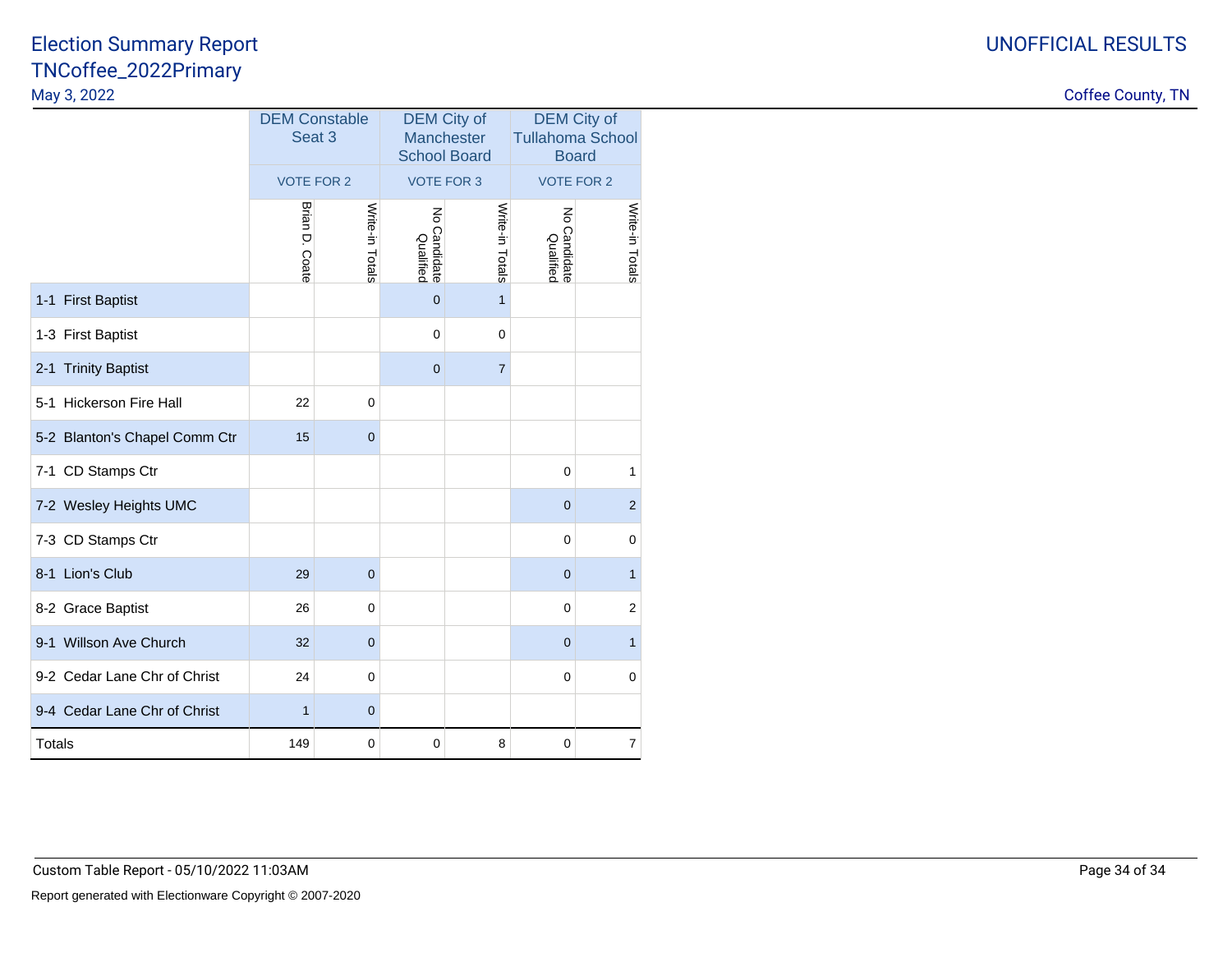# Election Summary Report
## TNCoffee_2022Primary

May 3, 2022

UNOFFICIAL RESULTS

Coffee County, TN

| | DEM Constable Seat 3 | | DEM City of Manchester School Board | | DEM City of Tullahoma School Board | |
|---|---|---|---|---|---|---|
| | VOTE FOR 2 | | VOTE FOR 3 | | VOTE FOR 2 | |
| | Brian D. Coate | Write-in Totals | No Candidate Qualified | Write-in Totals | No Candidate Qualified | Write-in Totals |
| 1-1 First Baptist | | | 0 | 1 | | |
| 1-3 First Baptist | | | 0 | 0 | | |
| 2-1 Trinity Baptist | | | 0 | 7 | | |
| 5-1 Hickerson Fire Hall | 22 | 0 | | | | |
| 5-2 Blanton's Chapel Comm Ctr | 15 | 0 | | | | |
| 7-1 CD Stamps Ctr | | | | | 0 | 1 |
| 7-2 Wesley Heights UMC | | | | | 0 | 2 |
| 7-3 CD Stamps Ctr | | | | | 0 | 0 |
| 8-1 Lion's Club | 29 | 0 | | | 0 | 1 |
| 8-2 Grace Baptist | 26 | 0 | | | 0 | 2 |
| 9-1 Willson Ave Church | 32 | 0 | | | 0 | 1 |
| 9-2 Cedar Lane Chr of Christ | 24 | 0 | | | 0 | 0 |
| 9-4 Cedar Lane Chr of Christ | 1 | 0 | | | | |
| Totals | 149 | 0 | 0 | 8 | 0 | 7 |

Custom Table Report - 05/10/2022 11:03AM

Report generated with Electionware Copyright © 2007-2020